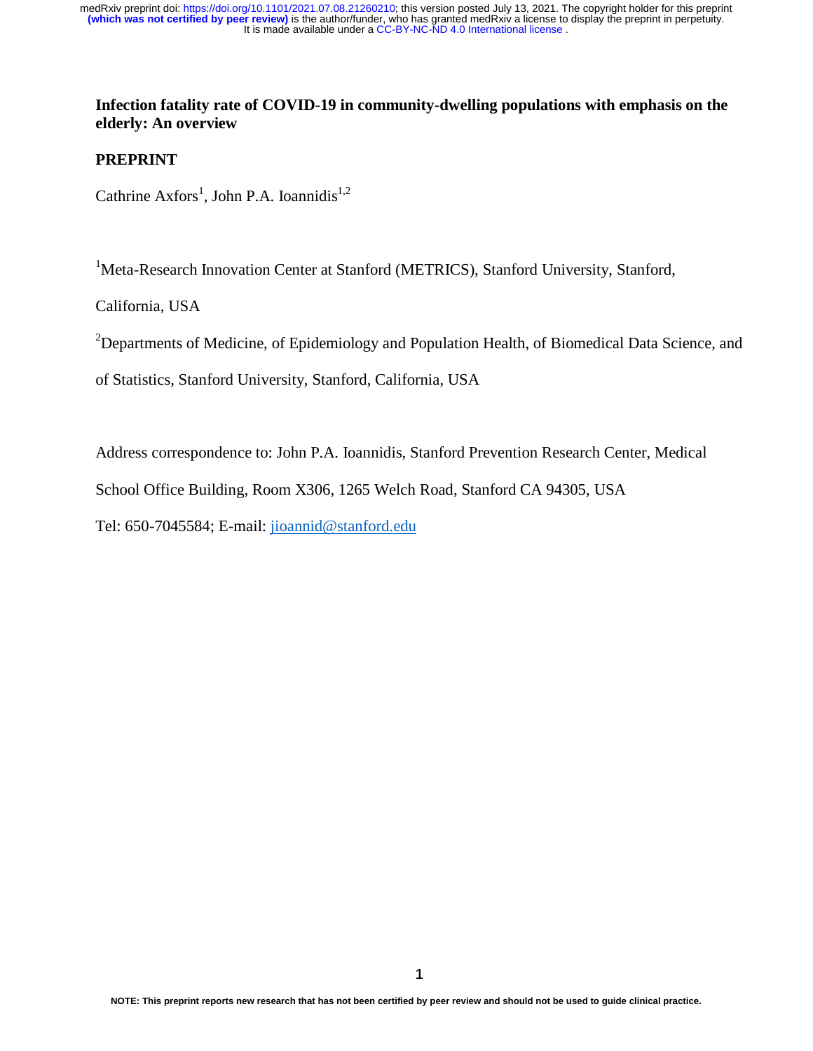**Infection fatality rate of COVID-19 in community-dwelling populations with emphasis on the elderly: An overview**

**PREPRINT**

Cathrine Axfors[1], John P.A. Ioannidis[1,2]

[1]Meta-Research Innovation Center at Stanford (METRICS), Stanford University, Stanford, California, USA

[2]Departments of Medicine, of Epidemiology and Population Health, of Biomedical Data Science, and of Statistics, Stanford University, Stanford, California, USA

Address correspondence to: John P.A. Ioannidis, Stanford Prevention Research Center, Medical School Office Building, Room X306, 1265 Welch Road, Stanford CA 94305, USA

Tel: 650-7045584; E-mail: jioannid@stanford.edu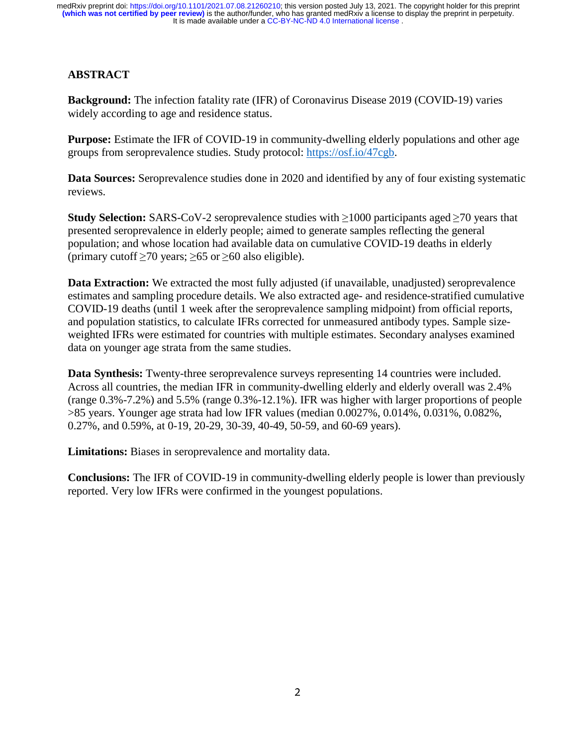## ABSTRACT

**Background:** The infection fatality rate (IFR) of Coronavirus Disease 2019 (COVID-19) varies widely according to age and residence status.

**Purpose:** Estimate the IFR of COVID-19 in community-dwelling elderly populations and other age groups from seroprevalence studies. Study protocol: https://osf.io/47cgb.

**Data Sources:** Seroprevalence studies done in 2020 and identified by any of four existing systematic reviews.

**Study Selection:** SARS-CoV-2 seroprevalence studies with ≥1000 participants aged ≥70 years that presented seroprevalence in elderly people; aimed to generate samples reflecting the general population; and whose location had available data on cumulative COVID-19 deaths in elderly (primary cutoff ≥70 years; ≥65 or ≥60 also eligible).

**Data Extraction:** We extracted the most fully adjusted (if unavailable, unadjusted) seroprevalence estimates and sampling procedure details. We also extracted age- and residence-stratified cumulative COVID-19 deaths (until 1 week after the seroprevalence sampling midpoint) from official reports, and population statistics, to calculate IFRs corrected for unmeasured antibody types. Sample size-weighted IFRs were estimated for countries with multiple estimates. Secondary analyses examined data on younger age strata from the same studies.

**Data Synthesis:** Twenty-three seroprevalence surveys representing 14 countries were included. Across all countries, the median IFR in community-dwelling elderly and elderly overall was 2.4% (range 0.3%-7.2%) and 5.5% (range 0.3%-12.1%). IFR was higher with larger proportions of people >85 years. Younger age strata had low IFR values (median 0.0027%, 0.014%, 0.031%, 0.082%, 0.27%, and 0.59%, at 0-19, 20-29, 30-39, 40-49, 50-59, and 60-69 years).

**Limitations:** Biases in seroprevalence and mortality data.

**Conclusions:** The IFR of COVID-19 in community-dwelling elderly people is lower than previously reported. Very low IFRs were confirmed in the youngest populations.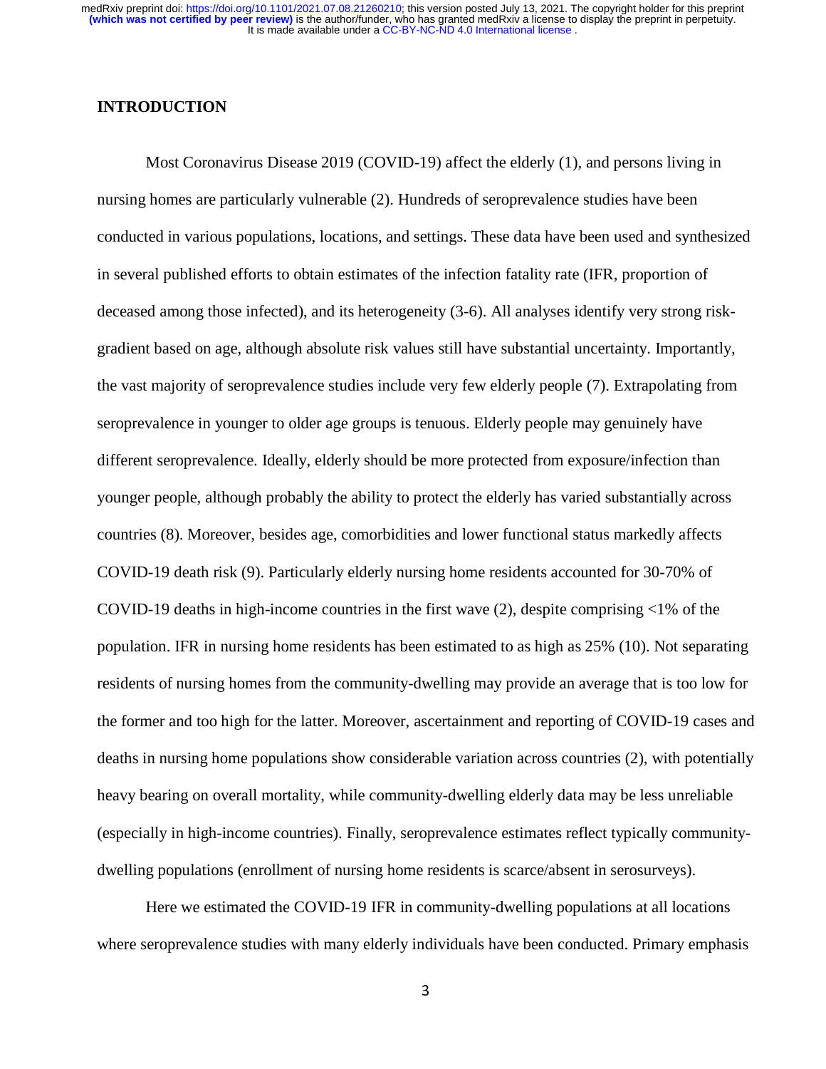## INTRODUCTION

Most Coronavirus Disease 2019 (COVID-19) affect the elderly (1), and persons living in nursing homes are particularly vulnerable (2). Hundreds of seroprevalence studies have been conducted in various populations, locations, and settings. These data have been used and synthesized in several published efforts to obtain estimates of the infection fatality rate (IFR, proportion of deceased among those infected), and its heterogeneity (3-6). All analyses identify very strong risk-gradient based on age, although absolute risk values still have substantial uncertainty. Importantly, the vast majority of seroprevalence studies include very few elderly people (7). Extrapolating from seroprevalence in younger to older age groups is tenuous. Elderly people may genuinely have different seroprevalence. Ideally, elderly should be more protected from exposure/infection than younger people, although probably the ability to protect the elderly has varied substantially across countries (8). Moreover, besides age, comorbidities and lower functional status markedly affects COVID-19 death risk (9). Particularly elderly nursing home residents accounted for 30-70% of COVID-19 deaths in high-income countries in the first wave (2), despite comprising <1% of the population. IFR in nursing home residents has been estimated to as high as 25% (10). Not separating residents of nursing homes from the community-dwelling may provide an average that is too low for the former and too high for the latter. Moreover, ascertainment and reporting of COVID-19 cases and deaths in nursing home populations show considerable variation across countries (2), with potentially heavy bearing on overall mortality, while community-dwelling elderly data may be less unreliable (especially in high-income countries). Finally, seroprevalence estimates reflect typically community-dwelling populations (enrollment of nursing home residents is scarce/absent in serosurveys).

Here we estimated the COVID-19 IFR in community-dwelling populations at all locations where seroprevalence studies with many elderly individuals have been conducted. Primary emphasis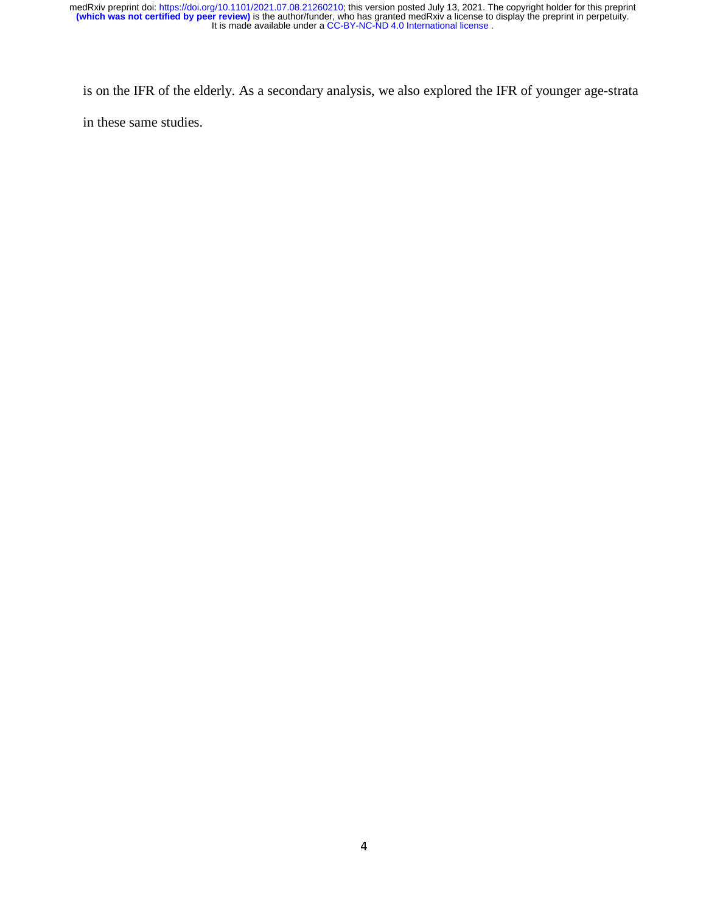is on the IFR of the elderly. As a secondary analysis, we also explored the IFR of younger age-strata in these same studies.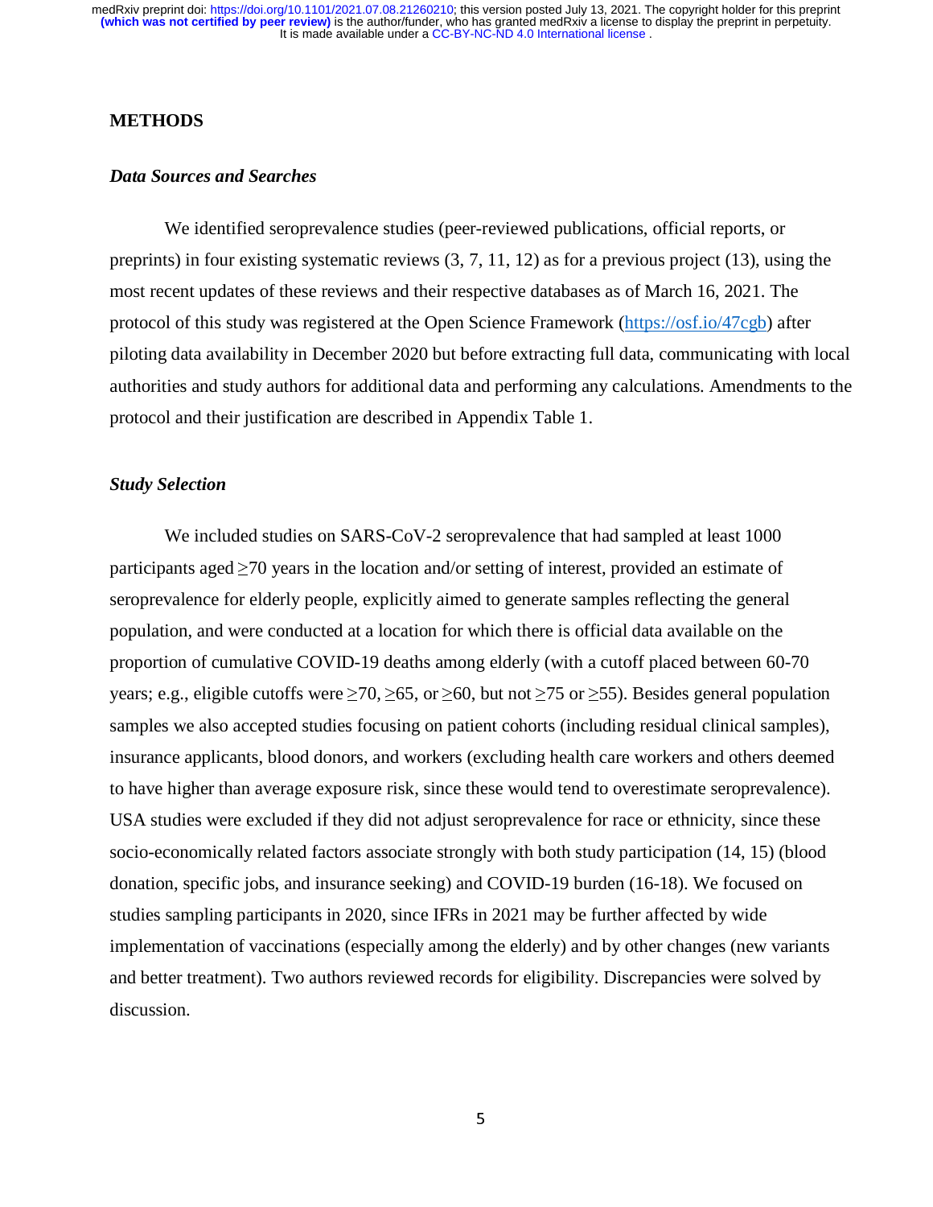## METHODS

### *Data Sources and Searches*

We identified seroprevalence studies (peer-reviewed publications, official reports, or preprints) in four existing systematic reviews (3, 7, 11, 12) as for a previous project (13), using the most recent updates of these reviews and their respective databases as of March 16, 2021. The protocol of this study was registered at the Open Science Framework (https://osf.io/47cgb) after piloting data availability in December 2020 but before extracting full data, communicating with local authorities and study authors for additional data and performing any calculations. Amendments to the protocol and their justification are described in Appendix Table 1.

### *Study Selection*

We included studies on SARS-CoV-2 seroprevalence that had sampled at least 1000 participants aged ≥70 years in the location and/or setting of interest, provided an estimate of seroprevalence for elderly people, explicitly aimed to generate samples reflecting the general population, and were conducted at a location for which there is official data available on the proportion of cumulative COVID-19 deaths among elderly (with a cutoff placed between 60-70 years; e.g., eligible cutoffs were ≥70, ≥65, or ≥60, but not ≥75 or ≥55). Besides general population samples we also accepted studies focusing on patient cohorts (including residual clinical samples), insurance applicants, blood donors, and workers (excluding health care workers and others deemed to have higher than average exposure risk, since these would tend to overestimate seroprevalence). USA studies were excluded if they did not adjust seroprevalence for race or ethnicity, since these socio-economically related factors associate strongly with both study participation (14, 15) (blood donation, specific jobs, and insurance seeking) and COVID-19 burden (16-18). We focused on studies sampling participants in 2020, since IFRs in 2021 may be further affected by wide implementation of vaccinations (especially among the elderly) and by other changes (new variants and better treatment). Two authors reviewed records for eligibility. Discrepancies were solved by discussion.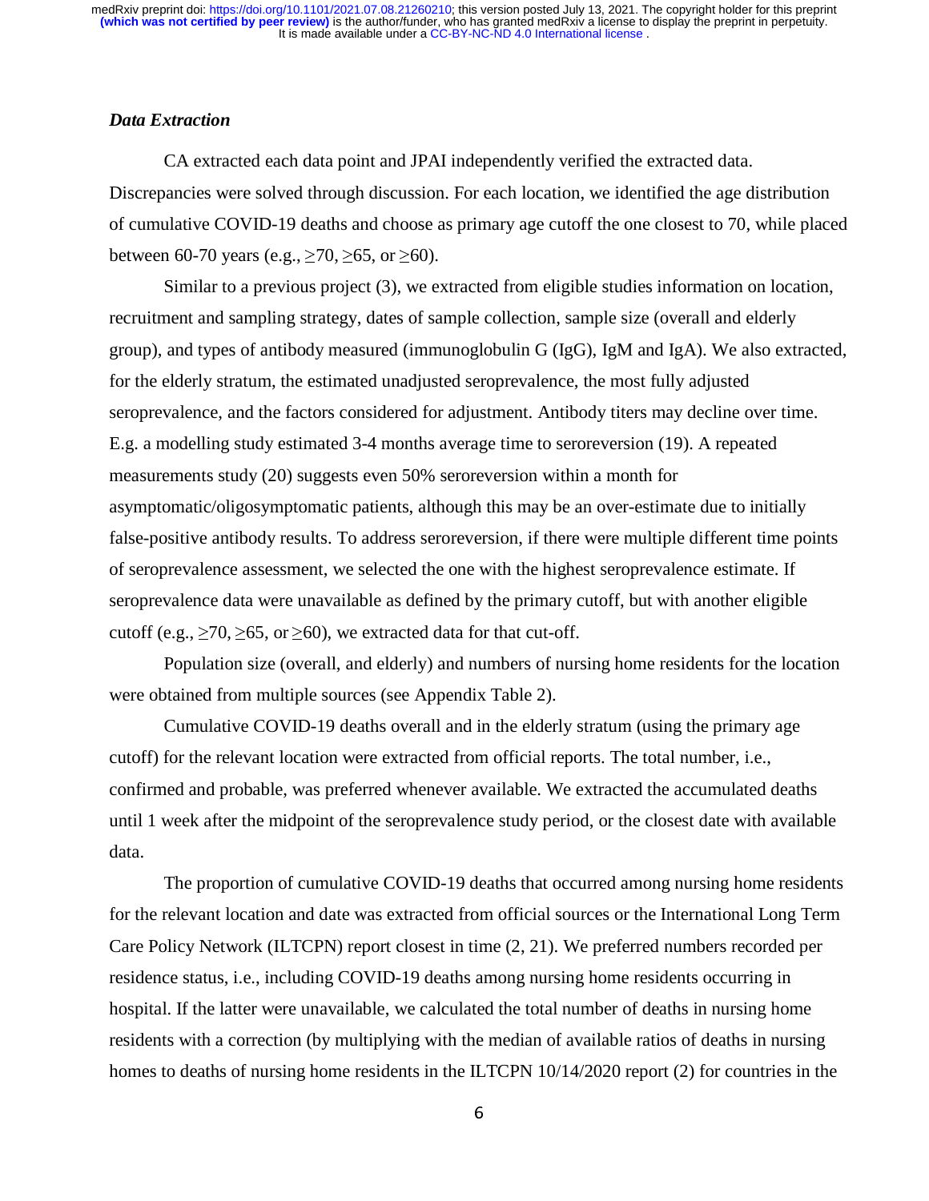### *Data Extraction*

CA extracted each data point and JPAI independently verified the extracted data. Discrepancies were solved through discussion. For each location, we identified the age distribution of cumulative COVID-19 deaths and choose as primary age cutoff the one closest to 70, while placed between 60-70 years (e.g., ≥70, ≥65, or ≥60).

Similar to a previous project (3), we extracted from eligible studies information on location, recruitment and sampling strategy, dates of sample collection, sample size (overall and elderly group), and types of antibody measured (immunoglobulin G (IgG), IgM and IgA). We also extracted, for the elderly stratum, the estimated unadjusted seroprevalence, the most fully adjusted seroprevalence, and the factors considered for adjustment. Antibody titers may decline over time. E.g. a modelling study estimated 3-4 months average time to seroreversion (19). A repeated measurements study (20) suggests even 50% seroreversion within a month for asymptomatic/oligosymptomatic patients, although this may be an over-estimate due to initially false-positive antibody results. To address seroreversion, if there were multiple different time points of seroprevalence assessment, we selected the one with the highest seroprevalence estimate. If seroprevalence data were unavailable as defined by the primary cutoff, but with another eligible cutoff (e.g., ≥70, ≥65, or ≥60), we extracted data for that cut-off.

Population size (overall, and elderly) and numbers of nursing home residents for the location were obtained from multiple sources (see Appendix Table 2).

Cumulative COVID-19 deaths overall and in the elderly stratum (using the primary age cutoff) for the relevant location were extracted from official reports. The total number, i.e., confirmed and probable, was preferred whenever available. We extracted the accumulated deaths until 1 week after the midpoint of the seroprevalence study period, or the closest date with available data.

The proportion of cumulative COVID-19 deaths that occurred among nursing home residents for the relevant location and date was extracted from official sources or the International Long Term Care Policy Network (ILTCPN) report closest in time (2, 21). We preferred numbers recorded per residence status, i.e., including COVID-19 deaths among nursing home residents occurring in hospital. If the latter were unavailable, we calculated the total number of deaths in nursing home residents with a correction (by multiplying with the median of available ratios of deaths in nursing homes to deaths of nursing home residents in the ILTCPN 10/14/2020 report (2) for countries in the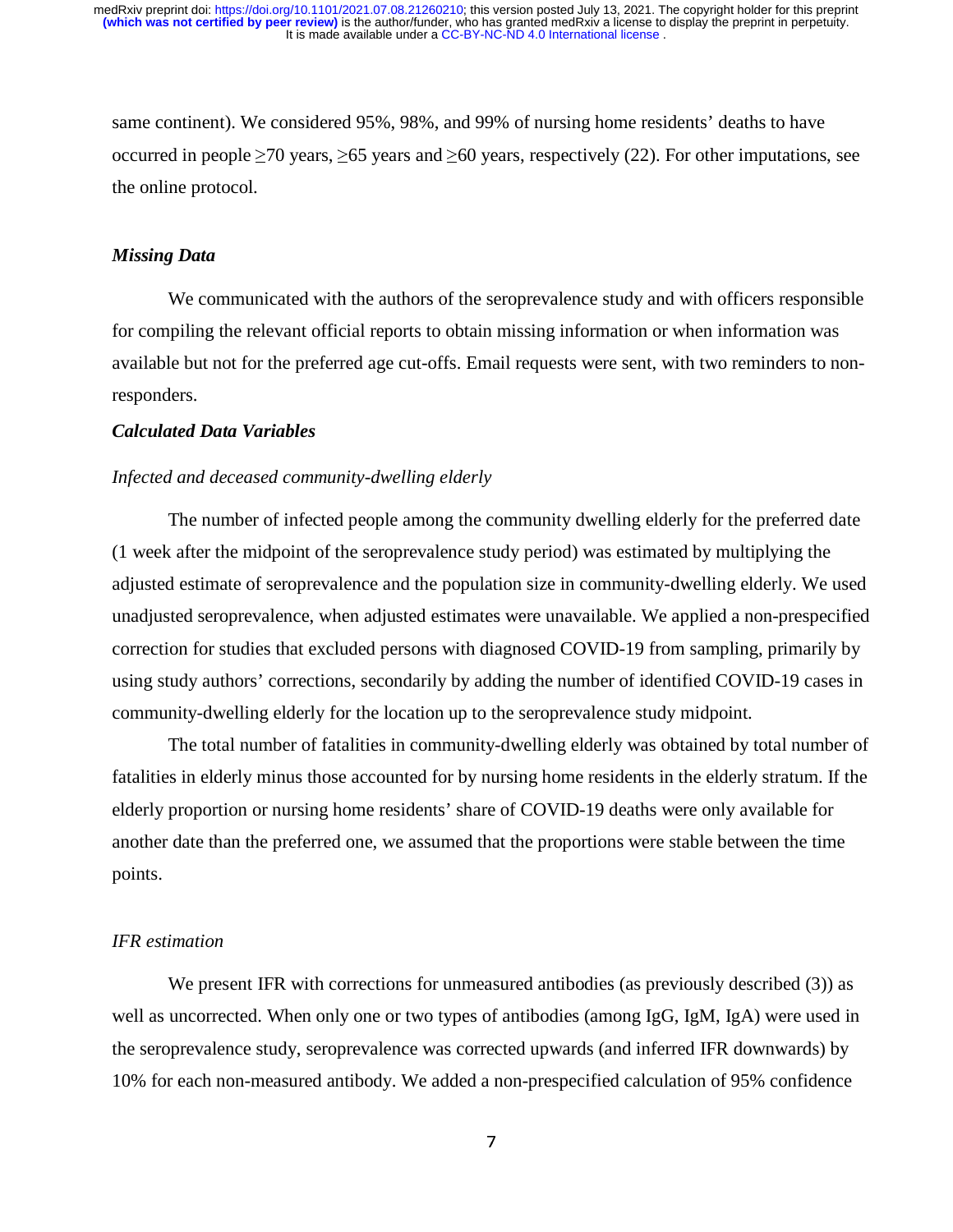same continent). We considered 95%, 98%, and 99% of nursing home residents' deaths to have occurred in people $\geq$70 years, $\geq$65 years and $\geq$60 years, respectively (22). For other imputations, see the online protocol.

### *Missing Data*

We communicated with the authors of the seroprevalence study and with officers responsible for compiling the relevant official reports to obtain missing information or when information was available but not for the preferred age cut-offs. Email requests were sent, with two reminders to non-responders.

### *Calculated Data Variables*

#### *Infected and deceased community-dwelling elderly*

The number of infected people among the community dwelling elderly for the preferred date (1 week after the midpoint of the seroprevalence study period) was estimated by multiplying the adjusted estimate of seroprevalence and the population size in community-dwelling elderly. We used unadjusted seroprevalence, when adjusted estimates were unavailable. We applied a non-prespecified correction for studies that excluded persons with diagnosed COVID-19 from sampling, primarily by using study authors' corrections, secondarily by adding the number of identified COVID-19 cases in community-dwelling elderly for the location up to the seroprevalence study midpoint.

The total number of fatalities in community-dwelling elderly was obtained by total number of fatalities in elderly minus those accounted for by nursing home residents in the elderly stratum. If the elderly proportion or nursing home residents' share of COVID-19 deaths were only available for another date than the preferred one, we assumed that the proportions were stable between the time points.

#### *IFR estimation*

We present IFR with corrections for unmeasured antibodies (as previously described (3)) as well as uncorrected. When only one or two types of antibodies (among IgG, IgM, IgA) were used in the seroprevalence study, seroprevalence was corrected upwards (and inferred IFR downwards) by 10% for each non-measured antibody. We added a non-prespecified calculation of 95% confidence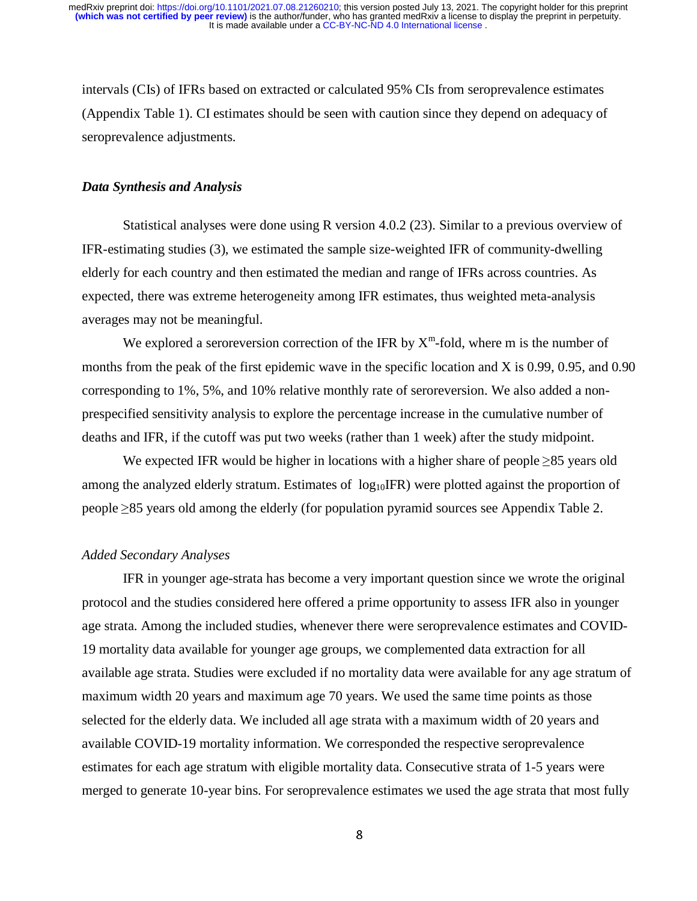intervals (CIs) of IFRs based on extracted or calculated 95% CIs from seroprevalence estimates (Appendix Table 1). CI estimates should be seen with caution since they depend on adequacy of seroprevalence adjustments.

### *Data Synthesis and Analysis*

Statistical analyses were done using R version 4.0.2 (23). Similar to a previous overview of IFR-estimating studies (3), we estimated the sample size-weighted IFR of community-dwelling elderly for each country and then estimated the median and range of IFRs across countries. As expected, there was extreme heterogeneity among IFR estimates, thus weighted meta-analysis averages may not be meaningful.

We explored a seroreversion correction of the IFR by $X^m$-fold, where m is the number of months from the peak of the first epidemic wave in the specific location and X is 0.99, 0.95, and 0.90 corresponding to 1%, 5%, and 10% relative monthly rate of seroreversion. We also added a non-prespecified sensitivity analysis to explore the percentage increase in the cumulative number of deaths and IFR, if the cutoff was put two weeks (rather than 1 week) after the study midpoint.

We expected IFR would be higher in locations with a higher share of people ≥85 years old among the analyzed elderly stratum. Estimates of $\log_{10}$IFR) were plotted against the proportion of people ≥85 years old among the elderly (for population pyramid sources see Appendix Table 2.

#### *Added Secondary Analyses*

IFR in younger age-strata has become a very important question since we wrote the original protocol and the studies considered here offered a prime opportunity to assess IFR also in younger age strata. Among the included studies, whenever there were seroprevalence estimates and COVID-19 mortality data available for younger age groups, we complemented data extraction for all available age strata. Studies were excluded if no mortality data were available for any age stratum of maximum width 20 years and maximum age 70 years. We used the same time points as those selected for the elderly data. We included all age strata with a maximum width of 20 years and available COVID-19 mortality information. We corresponded the respective seroprevalence estimates for each age stratum with eligible mortality data. Consecutive strata of 1-5 years were merged to generate 10-year bins. For seroprevalence estimates we used the age strata that most fully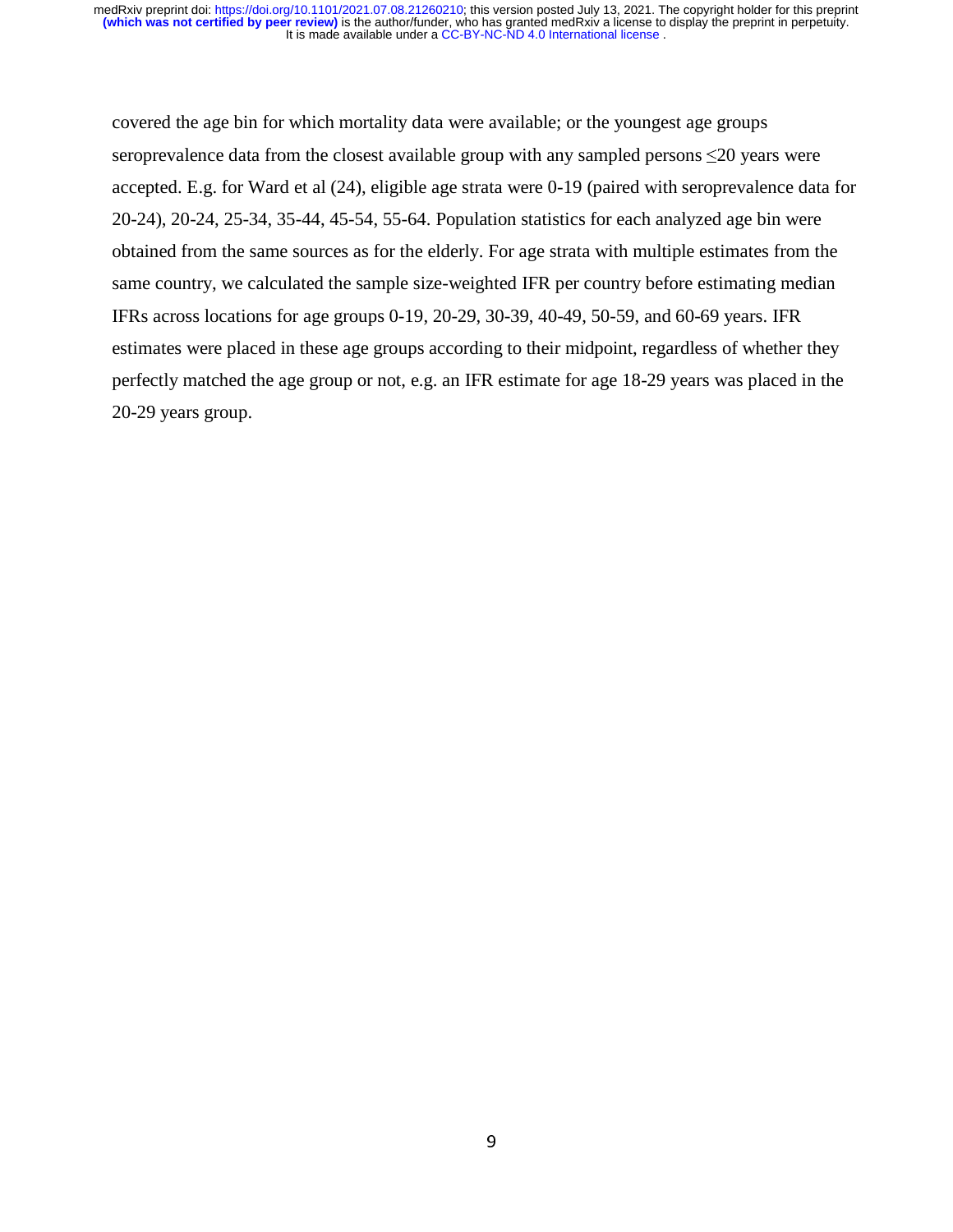covered the age bin for which mortality data were available; or the youngest age groups seroprevalence data from the closest available group with any sampled persons ≤20 years were accepted. E.g. for Ward et al (24), eligible age strata were 0-19 (paired with seroprevalence data for 20-24), 20-24, 25-34, 35-44, 45-54, 55-64. Population statistics for each analyzed age bin were obtained from the same sources as for the elderly. For age strata with multiple estimates from the same country, we calculated the sample size-weighted IFR per country before estimating median IFRs across locations for age groups 0-19, 20-29, 30-39, 40-49, 50-59, and 60-69 years. IFR estimates were placed in these age groups according to their midpoint, regardless of whether they perfectly matched the age group or not, e.g. an IFR estimate for age 18-29 years was placed in the 20-29 years group.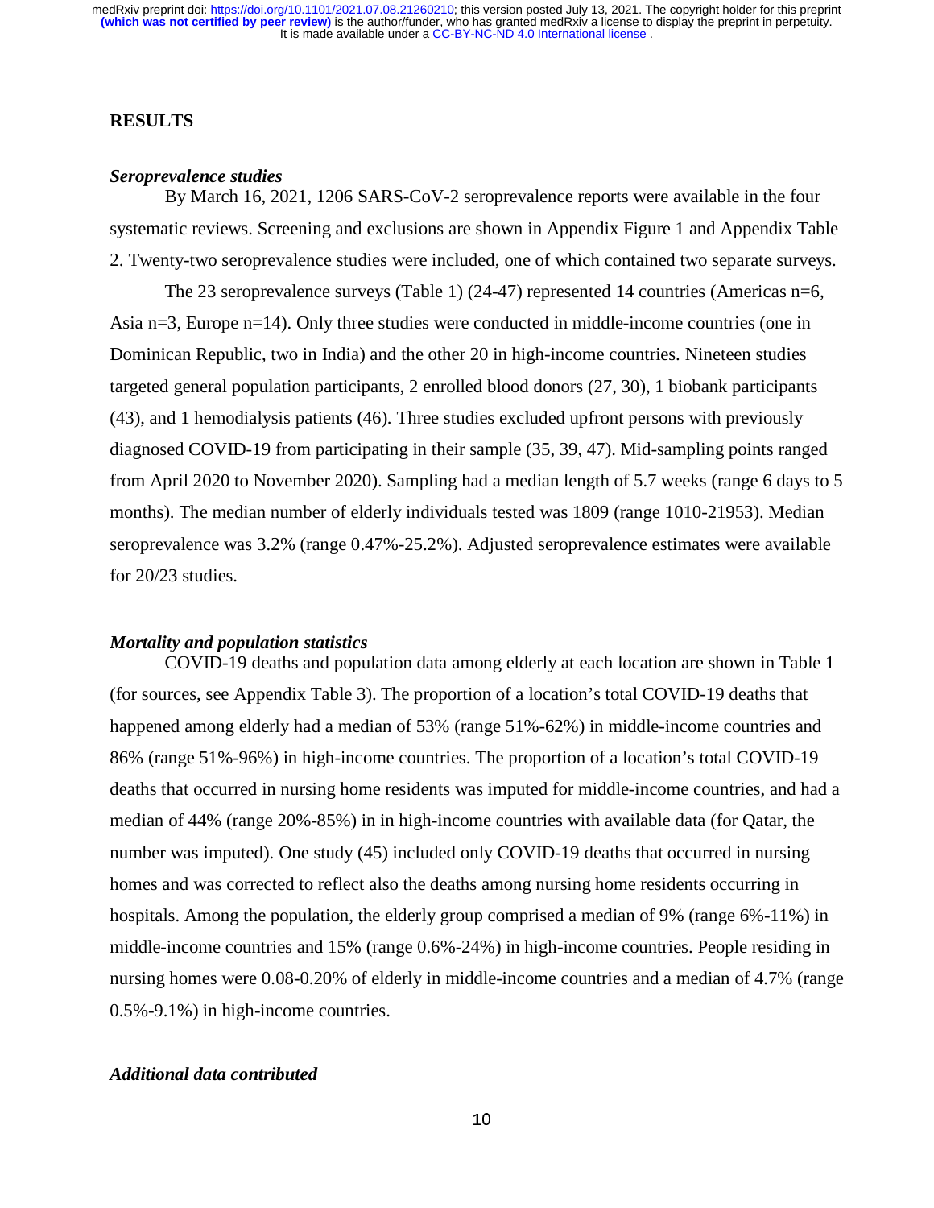## RESULTS

### *Seroprevalence studies*

By March 16, 2021, 1206 SARS-CoV-2 seroprevalence reports were available in the four systematic reviews. Screening and exclusions are shown in Appendix Figure 1 and Appendix Table 2. Twenty-two seroprevalence studies were included, one of which contained two separate surveys.

The 23 seroprevalence surveys (Table 1) (24-47) represented 14 countries (Americas n=6, Asia n=3, Europe n=14). Only three studies were conducted in middle-income countries (one in Dominican Republic, two in India) and the other 20 in high-income countries. Nineteen studies targeted general population participants, 2 enrolled blood donors (27, 30), 1 biobank participants (43), and 1 hemodialysis patients (46). Three studies excluded upfront persons with previously diagnosed COVID-19 from participating in their sample (35, 39, 47). Mid-sampling points ranged from April 2020 to November 2020). Sampling had a median length of 5.7 weeks (range 6 days to 5 months). The median number of elderly individuals tested was 1809 (range 1010-21953). Median seroprevalence was 3.2% (range 0.47%-25.2%). Adjusted seroprevalence estimates were available for 20/23 studies.

### *Mortality and population statistics*

COVID-19 deaths and population data among elderly at each location are shown in Table 1 (for sources, see Appendix Table 3). The proportion of a location's total COVID-19 deaths that happened among elderly had a median of 53% (range 51%-62%) in middle-income countries and 86% (range 51%-96%) in high-income countries. The proportion of a location's total COVID-19 deaths that occurred in nursing home residents was imputed for middle-income countries, and had a median of 44% (range 20%-85%) in in high-income countries with available data (for Qatar, the number was imputed). One study (45) included only COVID-19 deaths that occurred in nursing homes and was corrected to reflect also the deaths among nursing home residents occurring in hospitals. Among the population, the elderly group comprised a median of 9% (range 6%-11%) in middle-income countries and 15% (range 0.6%-24%) in high-income countries. People residing in nursing homes were 0.08-0.20% of elderly in middle-income countries and a median of 4.7% (range 0.5%-9.1%) in high-income countries.

### *Additional data contributed*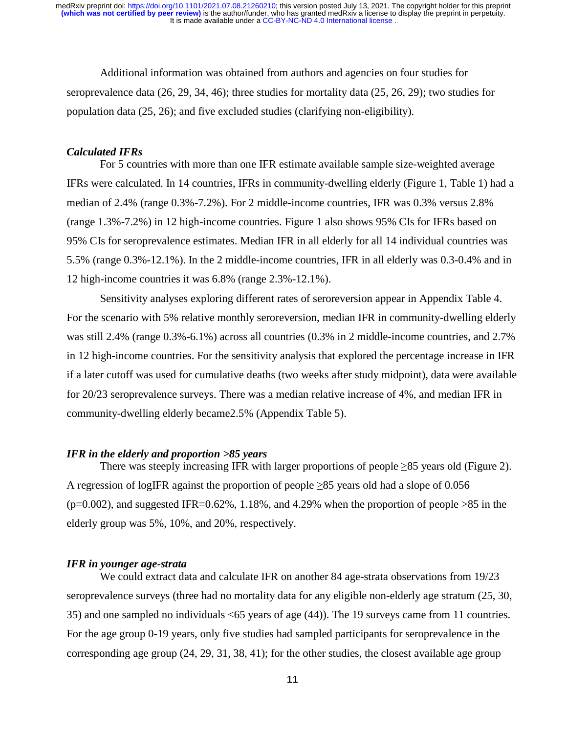Additional information was obtained from authors and agencies on four studies for seroprevalence data (26, 29, 34, 46); three studies for mortality data (25, 26, 29); two studies for population data (25, 26); and five excluded studies (clarifying non-eligibility).

### *Calculated IFRs*

For 5 countries with more than one IFR estimate available sample size-weighted average IFRs were calculated. In 14 countries, IFRs in community-dwelling elderly (Figure 1, Table 1) had a median of 2.4% (range 0.3%-7.2%). For 2 middle-income countries, IFR was 0.3% versus 2.8% (range 1.3%-7.2%) in 12 high-income countries. Figure 1 also shows 95% CIs for IFRs based on 95% CIs for seroprevalence estimates. Median IFR in all elderly for all 14 individual countries was 5.5% (range 0.3%-12.1%). In the 2 middle-income countries, IFR in all elderly was 0.3-0.4% and in 12 high-income countries it was 6.8% (range 2.3%-12.1%).

Sensitivity analyses exploring different rates of seroreversion appear in Appendix Table 4. For the scenario with 5% relative monthly seroreversion, median IFR in community-dwelling elderly was still 2.4% (range 0.3%-6.1%) across all countries (0.3% in 2 middle-income countries, and 2.7% in 12 high-income countries. For the sensitivity analysis that explored the percentage increase in IFR if a later cutoff was used for cumulative deaths (two weeks after study midpoint), data were available for 20/23 seroprevalence surveys. There was a median relative increase of 4%, and median IFR in community-dwelling elderly became2.5% (Appendix Table 5).

### *IFR in the elderly and proportion >85 years*

There was steeply increasing IFR with larger proportions of people ≥85 years old (Figure 2). A regression of logIFR against the proportion of people ≥85 years old had a slope of 0.056 ($p=0.002$), and suggested IFR=0.62%, 1.18%, and 4.29% when the proportion of people >85 in the elderly group was 5%, 10%, and 20%, respectively.

### *IFR in younger age-strata*

We could extract data and calculate IFR on another 84 age-strata observations from 19/23 seroprevalence surveys (three had no mortality data for any eligible non-elderly age stratum (25, 30, 35) and one sampled no individuals <65 years of age (44)). The 19 surveys came from 11 countries. For the age group 0-19 years, only five studies had sampled participants for seroprevalence in the corresponding age group (24, 29, 31, 38, 41); for the other studies, the closest available age group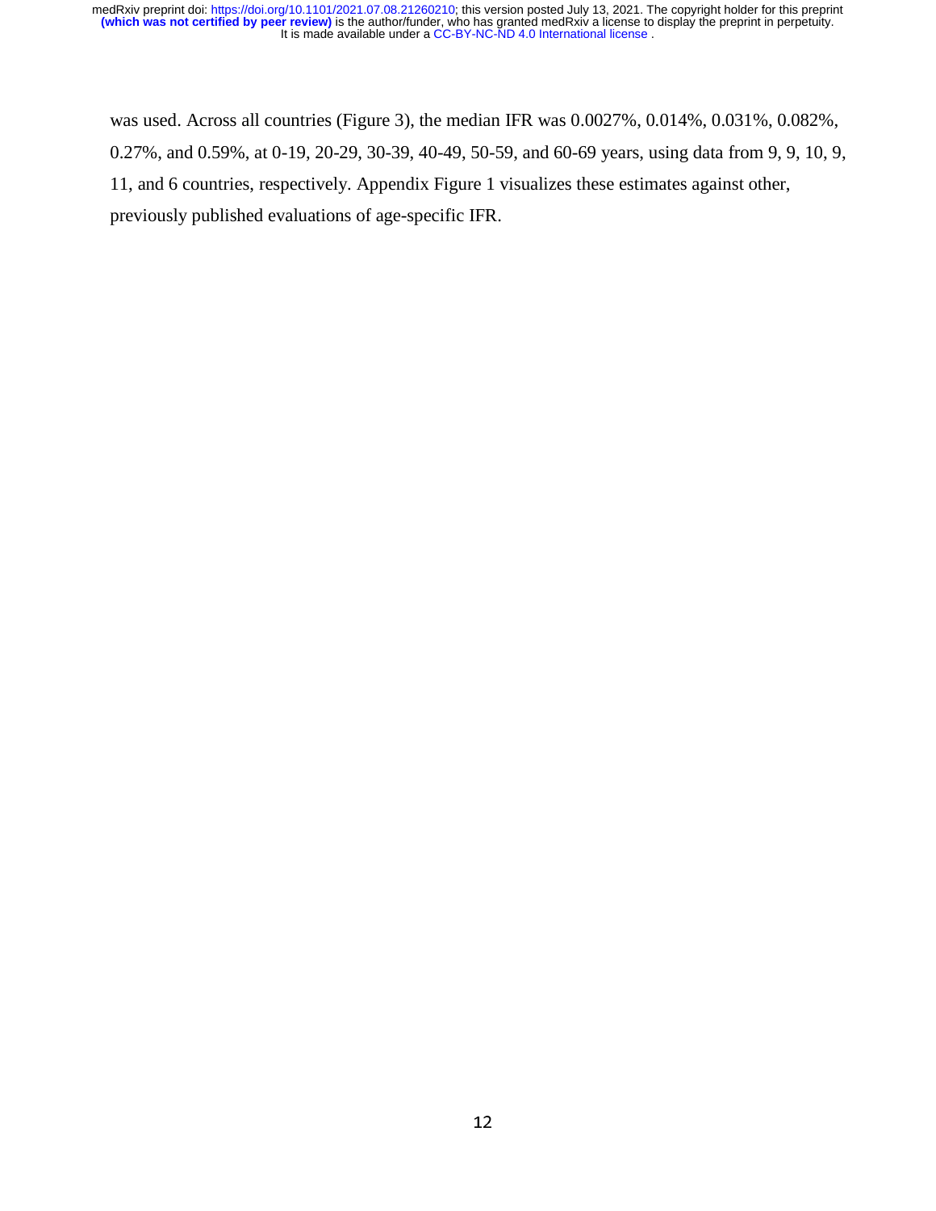was used. Across all countries (Figure 3), the median IFR was 0.0027%, 0.014%, 0.031%, 0.082%, 0.27%, and 0.59%, at 0-19, 20-29, 30-39, 40-49, 50-59, and 60-69 years, using data from 9, 9, 10, 9, 11, and 6 countries, respectively. Appendix Figure 1 visualizes these estimates against other, previously published evaluations of age-specific IFR.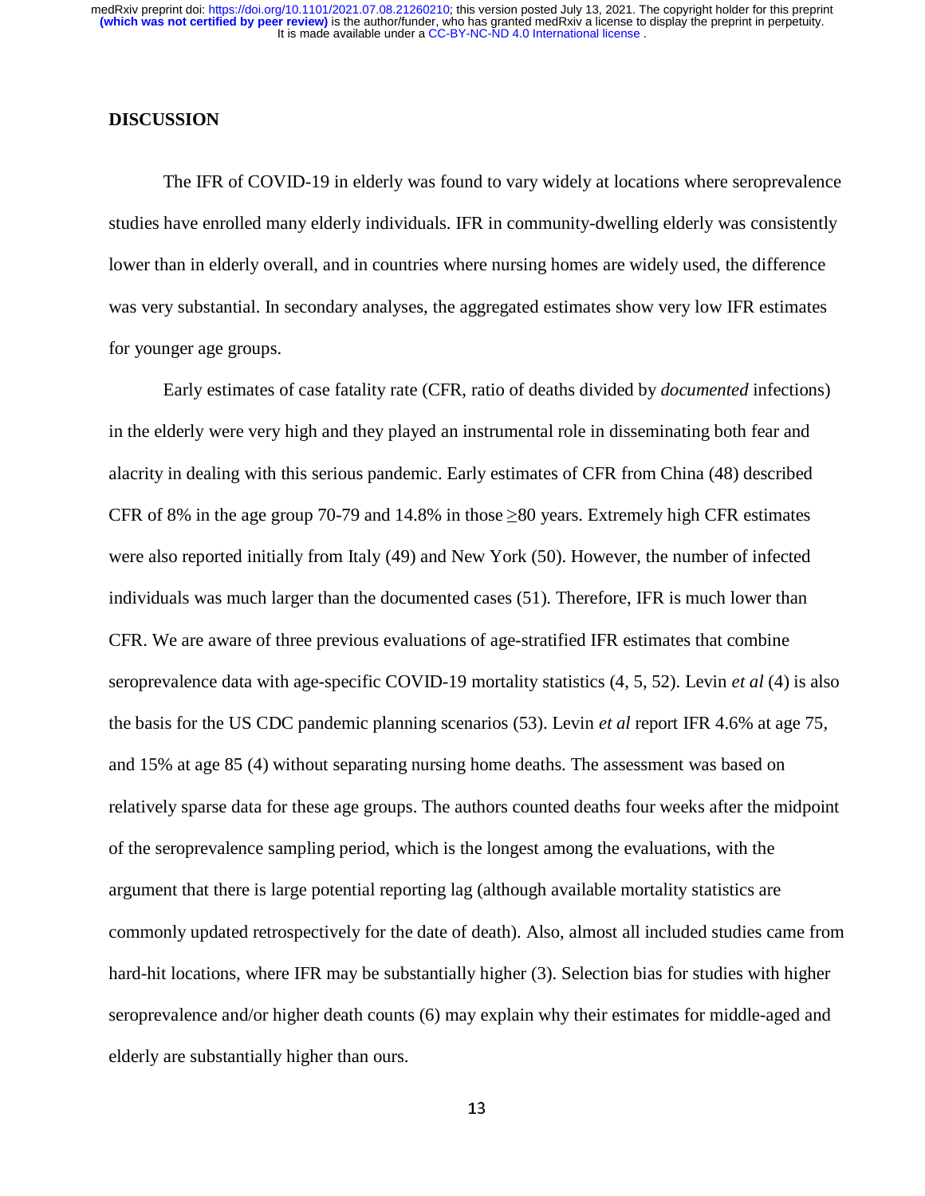## DISCUSSION

The IFR of COVID-19 in elderly was found to vary widely at locations where seroprevalence studies have enrolled many elderly individuals. IFR in community-dwelling elderly was consistently lower than in elderly overall, and in countries where nursing homes are widely used, the difference was very substantial. In secondary analyses, the aggregated estimates show very low IFR estimates for younger age groups.

Early estimates of case fatality rate (CFR, ratio of deaths divided by *documented* infections) in the elderly were very high and they played an instrumental role in disseminating both fear and alacrity in dealing with this serious pandemic. Early estimates of CFR from China (48) described CFR of 8% in the age group 70-79 and 14.8% in those ≥80 years. Extremely high CFR estimates were also reported initially from Italy (49) and New York (50). However, the number of infected individuals was much larger than the documented cases (51). Therefore, IFR is much lower than CFR. We are aware of three previous evaluations of age-stratified IFR estimates that combine seroprevalence data with age-specific COVID-19 mortality statistics (4, 5, 52). Levin *et al* (4) is also the basis for the US CDC pandemic planning scenarios (53). Levin *et al* report IFR 4.6% at age 75, and 15% at age 85 (4) without separating nursing home deaths. The assessment was based on relatively sparse data for these age groups. The authors counted deaths four weeks after the midpoint of the seroprevalence sampling period, which is the longest among the evaluations, with the argument that there is large potential reporting lag (although available mortality statistics are commonly updated retrospectively for the date of death). Also, almost all included studies came from hard-hit locations, where IFR may be substantially higher (3). Selection bias for studies with higher seroprevalence and/or higher death counts (6) may explain why their estimates for middle-aged and elderly are substantially higher than ours.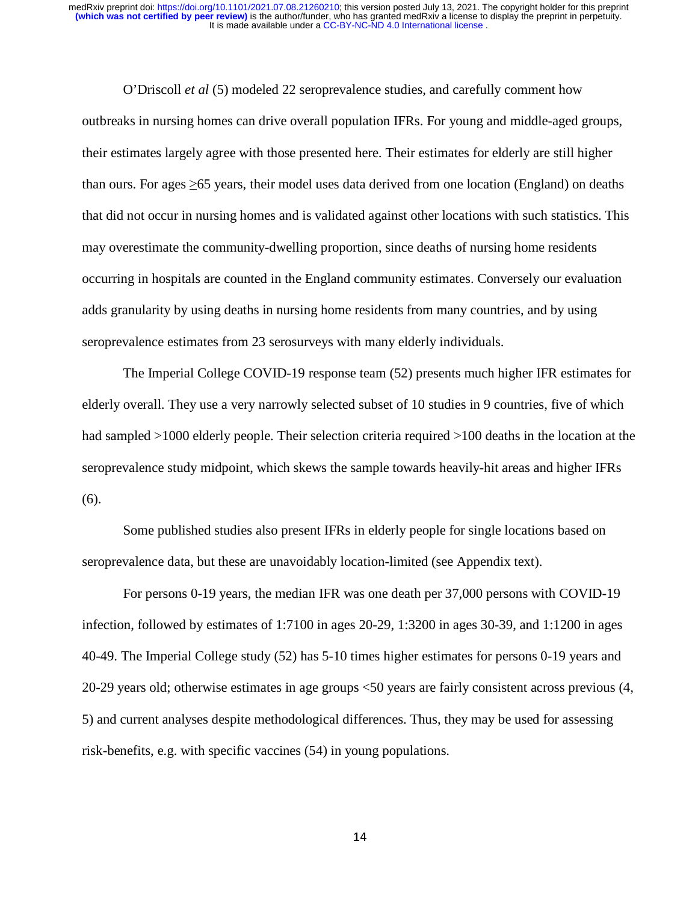O'Driscoll *et al* (5) modeled 22 seroprevalence studies, and carefully comment how outbreaks in nursing homes can drive overall population IFRs. For young and middle-aged groups, their estimates largely agree with those presented here. Their estimates for elderly are still higher than ours. For ages ≥65 years, their model uses data derived from one location (England) on deaths that did not occur in nursing homes and is validated against other locations with such statistics. This may overestimate the community-dwelling proportion, since deaths of nursing home residents occurring in hospitals are counted in the England community estimates. Conversely our evaluation adds granularity by using deaths in nursing home residents from many countries, and by using seroprevalence estimates from 23 serosurveys with many elderly individuals.

The Imperial College COVID-19 response team (52) presents much higher IFR estimates for elderly overall. They use a very narrowly selected subset of 10 studies in 9 countries, five of which had sampled >1000 elderly people. Their selection criteria required >100 deaths in the location at the seroprevalence study midpoint, which skews the sample towards heavily-hit areas and higher IFRs (6).

Some published studies also present IFRs in elderly people for single locations based on seroprevalence data, but these are unavoidably location-limited (see Appendix text).

For persons 0-19 years, the median IFR was one death per 37,000 persons with COVID-19 infection, followed by estimates of 1:7100 in ages 20-29, 1:3200 in ages 30-39, and 1:1200 in ages 40-49. The Imperial College study (52) has 5-10 times higher estimates for persons 0-19 years and 20-29 years old; otherwise estimates in age groups <50 years are fairly consistent across previous (4, 5) and current analyses despite methodological differences. Thus, they may be used for assessing risk-benefits, e.g. with specific vaccines (54) in young populations.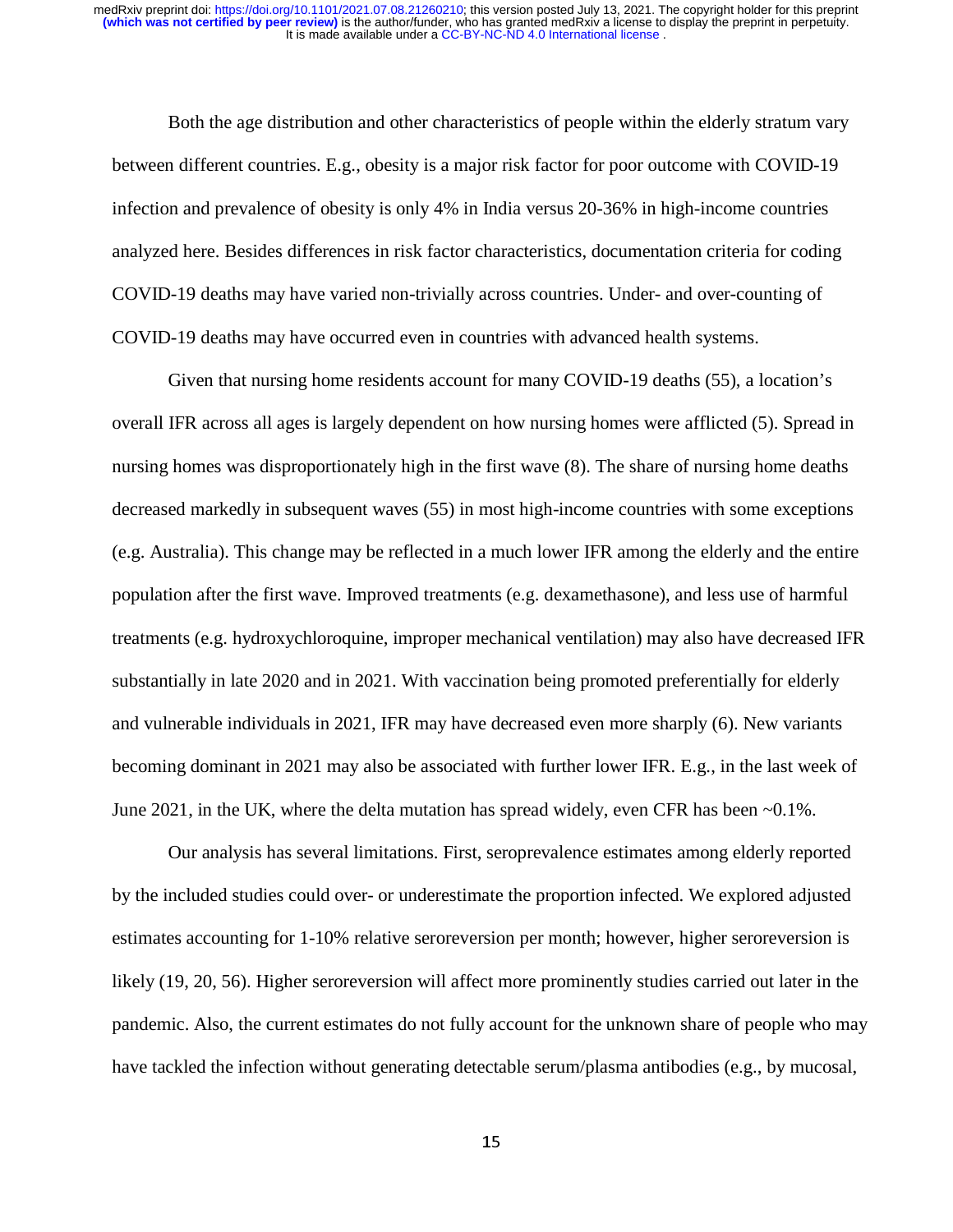Both the age distribution and other characteristics of people within the elderly stratum vary between different countries. E.g., obesity is a major risk factor for poor outcome with COVID-19 infection and prevalence of obesity is only 4% in India versus 20-36% in high-income countries analyzed here. Besides differences in risk factor characteristics, documentation criteria for coding COVID-19 deaths may have varied non-trivially across countries. Under- and over-counting of COVID-19 deaths may have occurred even in countries with advanced health systems.

Given that nursing home residents account for many COVID-19 deaths (55), a location's overall IFR across all ages is largely dependent on how nursing homes were afflicted (5). Spread in nursing homes was disproportionately high in the first wave (8). The share of nursing home deaths decreased markedly in subsequent waves (55) in most high-income countries with some exceptions (e.g. Australia). This change may be reflected in a much lower IFR among the elderly and the entire population after the first wave. Improved treatments (e.g. dexamethasone), and less use of harmful treatments (e.g. hydroxychloroquine, improper mechanical ventilation) may also have decreased IFR substantially in late 2020 and in 2021. With vaccination being promoted preferentially for elderly and vulnerable individuals in 2021, IFR may have decreased even more sharply (6). New variants becoming dominant in 2021 may also be associated with further lower IFR. E.g., in the last week of June 2021, in the UK, where the delta mutation has spread widely, even CFR has been ~0.1%.

Our analysis has several limitations. First, seroprevalence estimates among elderly reported by the included studies could over- or underestimate the proportion infected. We explored adjusted estimates accounting for 1-10% relative seroreversion per month; however, higher seroreversion is likely (19, 20, 56). Higher seroreversion will affect more prominently studies carried out later in the pandemic. Also, the current estimates do not fully account for the unknown share of people who may have tackled the infection without generating detectable serum/plasma antibodies (e.g., by mucosal,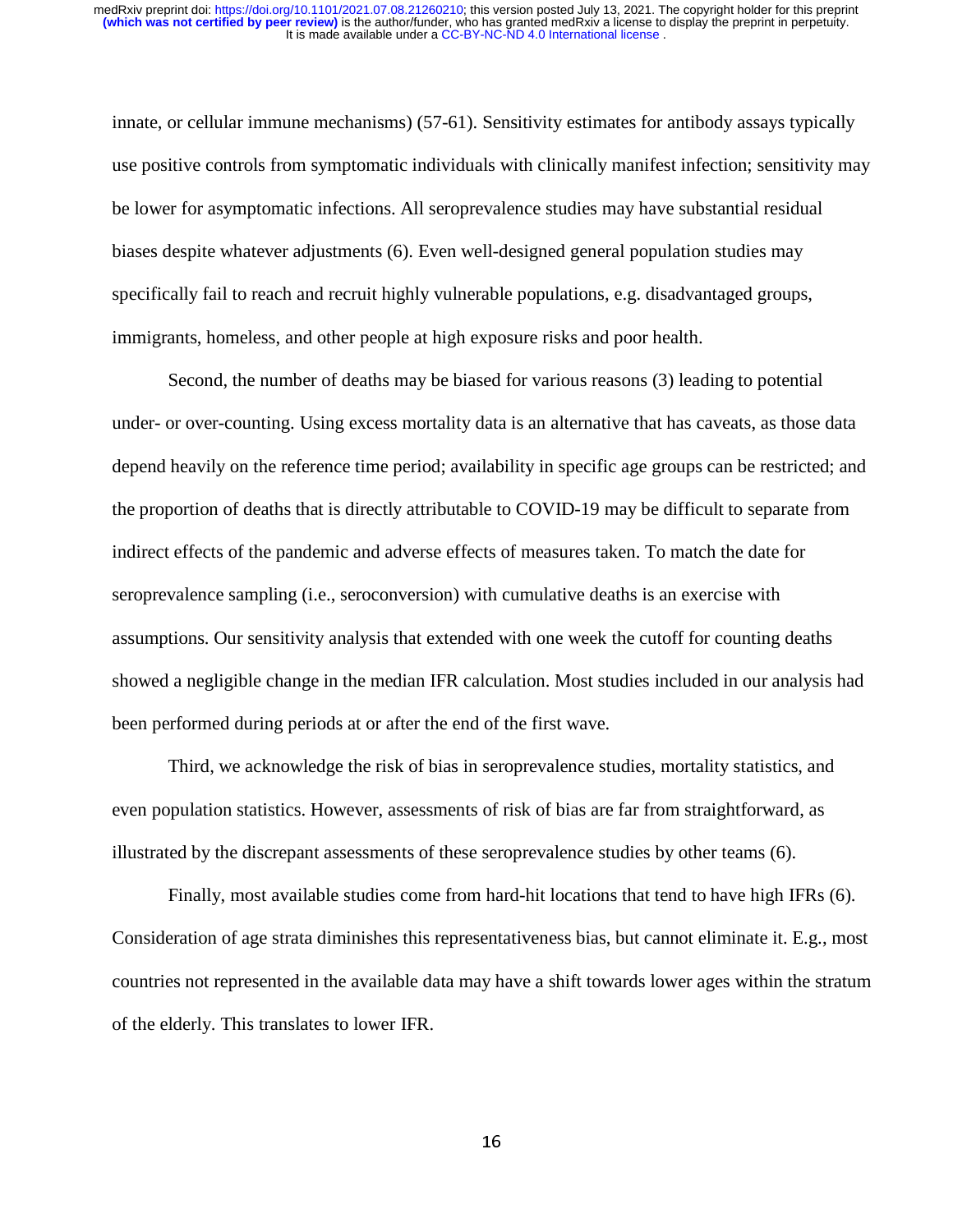innate, or cellular immune mechanisms) (57-61). Sensitivity estimates for antibody assays typically use positive controls from symptomatic individuals with clinically manifest infection; sensitivity may be lower for asymptomatic infections. All seroprevalence studies may have substantial residual biases despite whatever adjustments (6). Even well-designed general population studies may specifically fail to reach and recruit highly vulnerable populations, e.g. disadvantaged groups, immigrants, homeless, and other people at high exposure risks and poor health.

Second, the number of deaths may be biased for various reasons (3) leading to potential under- or over-counting. Using excess mortality data is an alternative that has caveats, as those data depend heavily on the reference time period; availability in specific age groups can be restricted; and the proportion of deaths that is directly attributable to COVID-19 may be difficult to separate from indirect effects of the pandemic and adverse effects of measures taken. To match the date for seroprevalence sampling (i.e., seroconversion) with cumulative deaths is an exercise with assumptions. Our sensitivity analysis that extended with one week the cutoff for counting deaths showed a negligible change in the median IFR calculation. Most studies included in our analysis had been performed during periods at or after the end of the first wave.

Third, we acknowledge the risk of bias in seroprevalence studies, mortality statistics, and even population statistics. However, assessments of risk of bias are far from straightforward, as illustrated by the discrepant assessments of these seroprevalence studies by other teams (6).

Finally, most available studies come from hard-hit locations that tend to have high IFRs (6). Consideration of age strata diminishes this representativeness bias, but cannot eliminate it. E.g., most countries not represented in the available data may have a shift towards lower ages within the stratum of the elderly. This translates to lower IFR.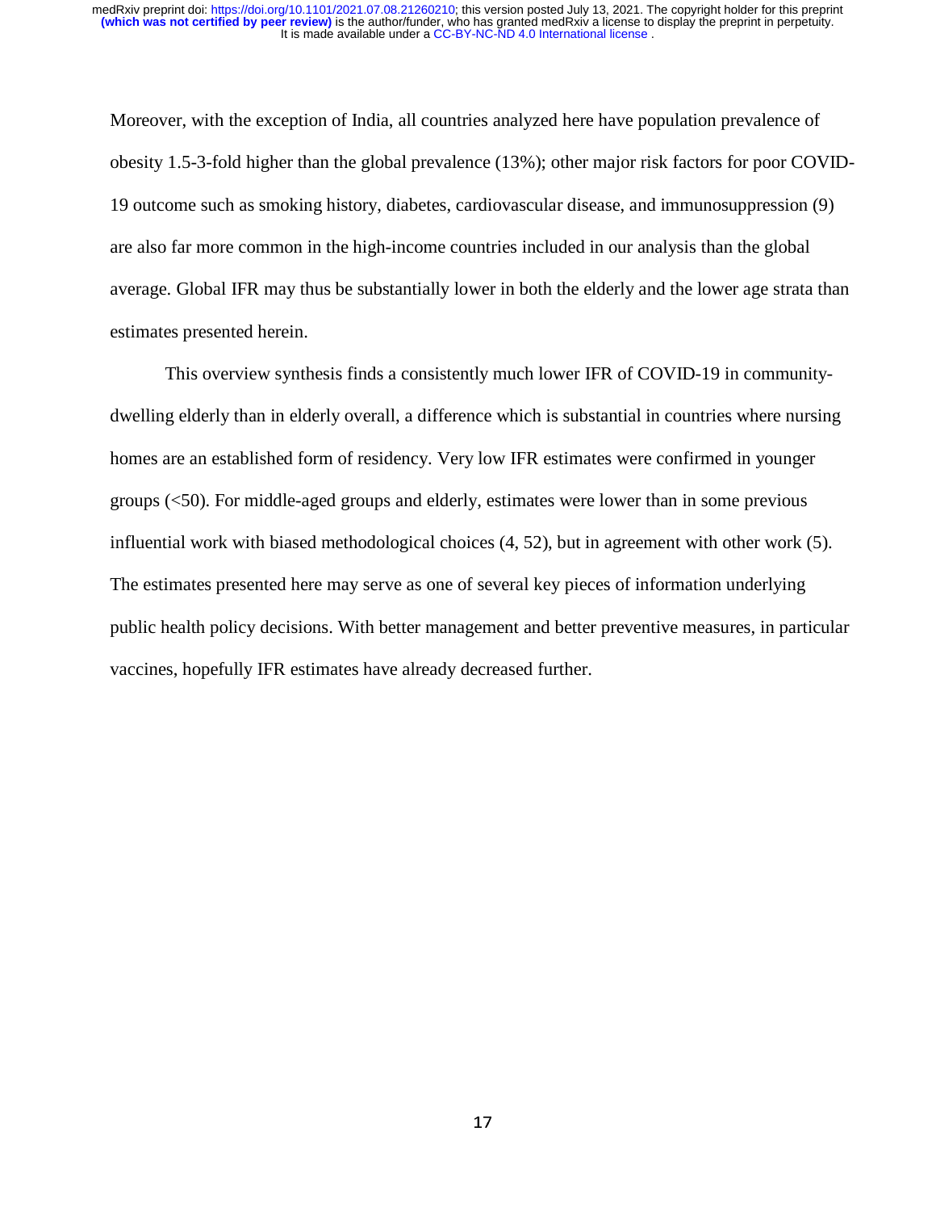Moreover, with the exception of India, all countries analyzed here have population prevalence of obesity 1.5-3-fold higher than the global prevalence (13%); other major risk factors for poor COVID-19 outcome such as smoking history, diabetes, cardiovascular disease, and immunosuppression (9) are also far more common in the high-income countries included in our analysis than the global average. Global IFR may thus be substantially lower in both the elderly and the lower age strata than estimates presented herein.

This overview synthesis finds a consistently much lower IFR of COVID-19 in community-dwelling elderly than in elderly overall, a difference which is substantial in countries where nursing homes are an established form of residency. Very low IFR estimates were confirmed in younger groups (<50). For middle-aged groups and elderly, estimates were lower than in some previous influential work with biased methodological choices (4, 52), but in agreement with other work (5). The estimates presented here may serve as one of several key pieces of information underlying public health policy decisions. With better management and better preventive measures, in particular vaccines, hopefully IFR estimates have already decreased further.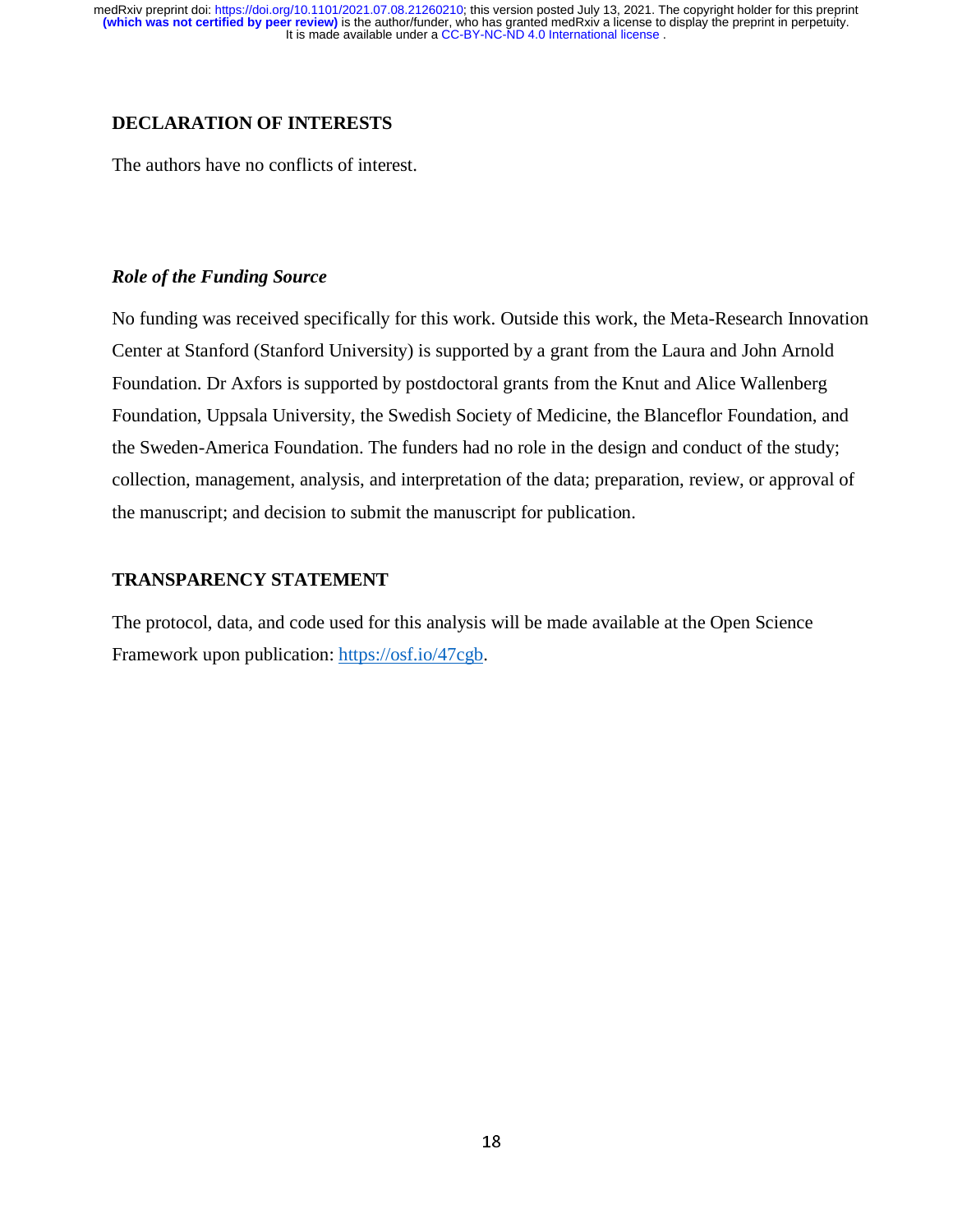## DECLARATION OF INTERESTS

The authors have no conflicts of interest.

### *Role of the Funding Source*

No funding was received specifically for this work. Outside this work, the Meta-Research Innovation Center at Stanford (Stanford University) is supported by a grant from the Laura and John Arnold Foundation. Dr Axfors is supported by postdoctoral grants from the Knut and Alice Wallenberg Foundation, Uppsala University, the Swedish Society of Medicine, the Blanceflor Foundation, and the Sweden-America Foundation. The funders had no role in the design and conduct of the study; collection, management, analysis, and interpretation of the data; preparation, review, or approval of the manuscript; and decision to submit the manuscript for publication.

## TRANSPARENCY STATEMENT

The protocol, data, and code used for this analysis will be made available at the Open Science Framework upon publication: https://osf.io/47cgb.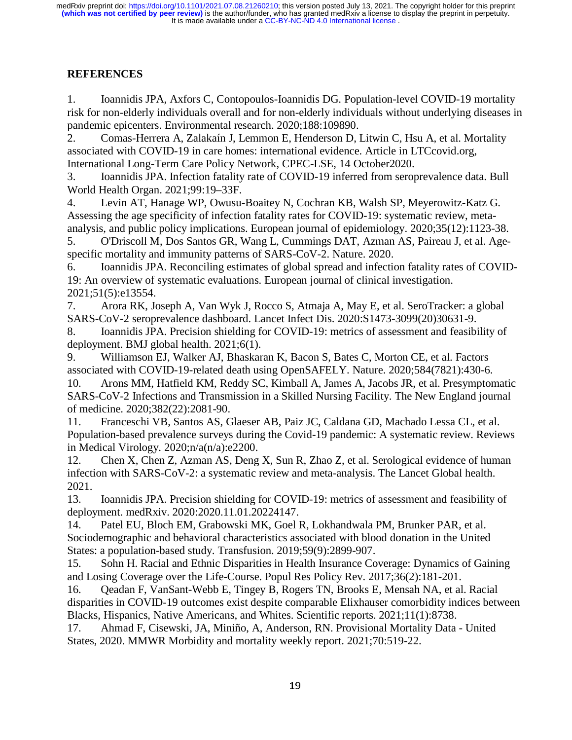## REFERENCES

1. Ioannidis JPA, Axfors C, Contopoulos-Ioannidis DG. Population-level COVID-19 mortality risk for non-elderly individuals overall and for non-elderly individuals without underlying diseases in pandemic epicenters. Environmental research. 2020;188:109890.
2. Comas-Herrera A, Zalakaín J, Lemmon E, Henderson D, Litwin C, Hsu A, et al. Mortality associated with COVID-19 in care homes: international evidence. Article in LTCcovid.org, International Long-Term Care Policy Network, CPEC-LSE, 14 October2020.
3. Ioannidis JPA. Infection fatality rate of COVID-19 inferred from seroprevalence data. Bull World Health Organ. 2021;99:19–33F.
4. Levin AT, Hanage WP, Owusu-Boaitey N, Cochran KB, Walsh SP, Meyerowitz-Katz G. Assessing the age specificity of infection fatality rates for COVID-19: systematic review, meta-analysis, and public policy implications. European journal of epidemiology. 2020;35(12):1123-38.
5. O'Driscoll M, Dos Santos GR, Wang L, Cummings DAT, Azman AS, Paireau J, et al. Age-specific mortality and immunity patterns of SARS-CoV-2. Nature. 2020.
6. Ioannidis JPA. Reconciling estimates of global spread and infection fatality rates of COVID-19: An overview of systematic evaluations. European journal of clinical investigation. 2021;51(5):e13554.
7. Arora RK, Joseph A, Van Wyk J, Rocco S, Atmaja A, May E, et al. SeroTracker: a global SARS-CoV-2 seroprevalence dashboard. Lancet Infect Dis. 2020:S1473-3099(20)30631-9.
8. Ioannidis JPA. Precision shielding for COVID-19: metrics of assessment and feasibility of deployment. BMJ global health. 2021;6(1).
9. Williamson EJ, Walker AJ, Bhaskaran K, Bacon S, Bates C, Morton CE, et al. Factors associated with COVID-19-related death using OpenSAFELY. Nature. 2020;584(7821):430-6.
10. Arons MM, Hatfield KM, Reddy SC, Kimball A, James A, Jacobs JR, et al. Presymptomatic SARS-CoV-2 Infections and Transmission in a Skilled Nursing Facility. The New England journal of medicine. 2020;382(22):2081-90.
11. Franceschi VB, Santos AS, Glaeser AB, Paiz JC, Caldana GD, Machado Lessa CL, et al. Population-based prevalence surveys during the Covid-19 pandemic: A systematic review. Reviews in Medical Virology. 2020;n/a(n/a):e2200.
12. Chen X, Chen Z, Azman AS, Deng X, Sun R, Zhao Z, et al. Serological evidence of human infection with SARS-CoV-2: a systematic review and meta-analysis. The Lancet Global health. 2021.
13. Ioannidis JPA. Precision shielding for COVID-19: metrics of assessment and feasibility of deployment. medRxiv. 2020:2020.11.01.20224147.
14. Patel EU, Bloch EM, Grabowski MK, Goel R, Lokhandwala PM, Brunker PAR, et al. Sociodemographic and behavioral characteristics associated with blood donation in the United States: a population-based study. Transfusion. 2019;59(9):2899-907.
15. Sohn H. Racial and Ethnic Disparities in Health Insurance Coverage: Dynamics of Gaining and Losing Coverage over the Life-Course. Popul Res Policy Rev. 2017;36(2):181-201.
16. Qeadan F, VanSant-Webb E, Tingey B, Rogers TN, Brooks E, Mensah NA, et al. Racial disparities in COVID-19 outcomes exist despite comparable Elixhauser comorbidity indices between Blacks, Hispanics, Native Americans, and Whites. Scientific reports. 2021;11(1):8738.
17. Ahmad F, Cisewski, JA, Miniño, A, Anderson, RN. Provisional Mortality Data - United States, 2020. MMWR Morbidity and mortality weekly report. 2021;70:519-22.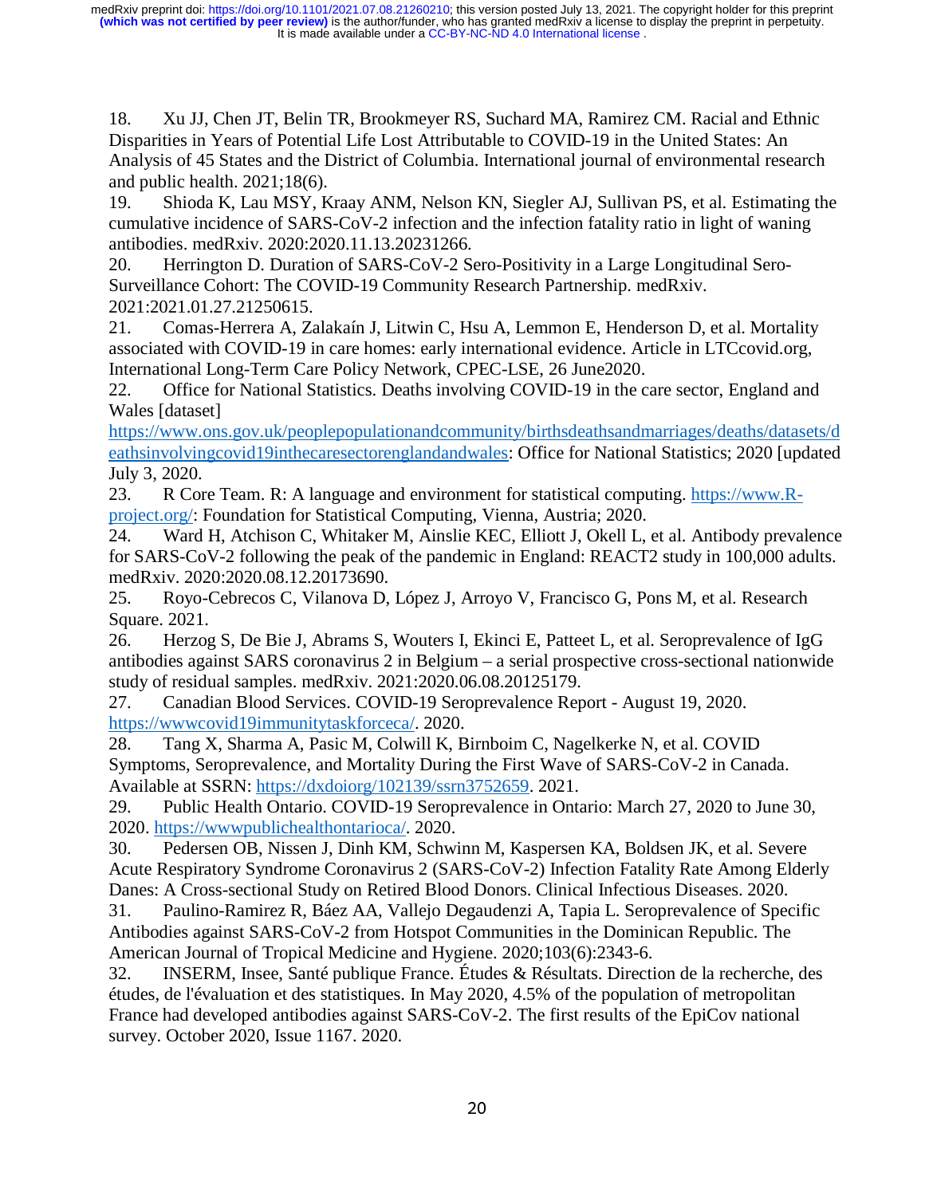18. Xu JJ, Chen JT, Belin TR, Brookmeyer RS, Suchard MA, Ramirez CM. Racial and Ethnic Disparities in Years of Potential Life Lost Attributable to COVID-19 in the United States: An Analysis of 45 States and the District of Columbia. International journal of environmental research and public health. 2021;18(6).

19. Shioda K, Lau MSY, Kraay ANM, Nelson KN, Siegler AJ, Sullivan PS, et al. Estimating the cumulative incidence of SARS-CoV-2 infection and the infection fatality ratio in light of waning antibodies. medRxiv. 2020:2020.11.13.20231266.

20. Herrington D. Duration of SARS-CoV-2 Sero-Positivity in a Large Longitudinal Sero-Surveillance Cohort: The COVID-19 Community Research Partnership. medRxiv. 2021:2021.01.27.21250615.

21. Comas-Herrera A, Zalakaín J, Litwin C, Hsu A, Lemmon E, Henderson D, et al. Mortality associated with COVID-19 in care homes: early international evidence. Article in LTCcovid.org, International Long-Term Care Policy Network, CPEC-LSE, 26 June2020.

22. Office for National Statistics. Deaths involving COVID-19 in the care sector, England and Wales [dataset] https://www.ons.gov.uk/peoplepopulationandcommunity/birthsdeathsandmarriages/deaths/datasets/deathsinvolvingcovid19inthecaresectorenglandandwales: Office for National Statistics; 2020 [updated July 3, 2020.

23. R Core Team. R: A language and environment for statistical computing. https://www.R-project.org/: Foundation for Statistical Computing, Vienna, Austria; 2020.

24. Ward H, Atchison C, Whitaker M, Ainslie KEC, Elliott J, Okell L, et al. Antibody prevalence for SARS-CoV-2 following the peak of the pandemic in England: REACT2 study in 100,000 adults. medRxiv. 2020:2020.08.12.20173690.

25. Royo-Cebrecos C, Vilanova D, López J, Arroyo V, Francisco G, Pons M, et al. Research Square. 2021.

26. Herzog S, De Bie J, Abrams S, Wouters I, Ekinci E, Patteet L, et al. Seroprevalence of IgG antibodies against SARS coronavirus 2 in Belgium – a serial prospective cross-sectional nationwide study of residual samples. medRxiv. 2021:2020.06.08.20125179.

27. Canadian Blood Services. COVID-19 Seroprevalence Report - August 19, 2020. https://wwwcovid19immunitytaskforceca/. 2020.

28. Tang X, Sharma A, Pasic M, Colwill K, Birnboim C, Nagelkerke N, et al. COVID Symptoms, Seroprevalence, and Mortality During the First Wave of SARS-CoV-2 in Canada. Available at SSRN: https://dxdoiorg/102139/ssrn3752659. 2021.

29. Public Health Ontario. COVID-19 Seroprevalence in Ontario: March 27, 2020 to June 30, 2020. https://wwwpublichealthontarioca/. 2020.

30. Pedersen OB, Nissen J, Dinh KM, Schwinn M, Kaspersen KA, Boldsen JK, et al. Severe Acute Respiratory Syndrome Coronavirus 2 (SARS-CoV-2) Infection Fatality Rate Among Elderly Danes: A Cross-sectional Study on Retired Blood Donors. Clinical Infectious Diseases. 2020.

31. Paulino-Ramirez R, Báez AA, Vallejo Degaudenzi A, Tapia L. Seroprevalence of Specific Antibodies against SARS-CoV-2 from Hotspot Communities in the Dominican Republic. The American Journal of Tropical Medicine and Hygiene. 2020;103(6):2343-6.

32. INSERM, Insee, Santé publique France. Études & Résultats. Direction de la recherche, des études, de l'évaluation et des statistiques. In May 2020, 4.5% of the population of metropolitan France had developed antibodies against SARS-CoV-2. The first results of the EpiCov national survey. October 2020, Issue 1167. 2020.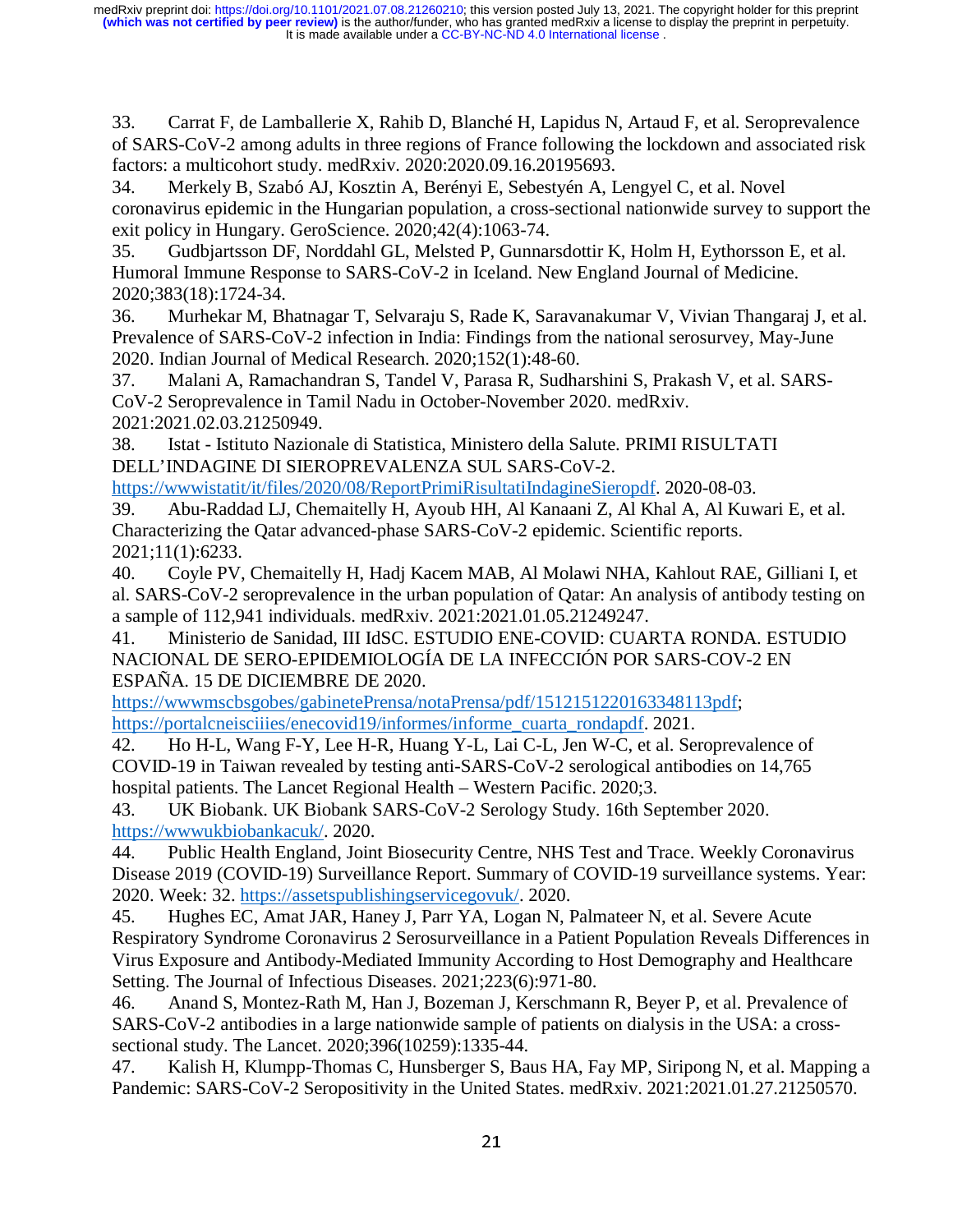33. Carrat F, de Lamballerie X, Rahib D, Blanché H, Lapidus N, Artaud F, et al. Seroprevalence of SARS-CoV-2 among adults in three regions of France following the lockdown and associated risk factors: a multicohort study. medRxiv. 2020:2020.09.16.20195693.

34. Merkely B, Szabó AJ, Kosztin A, Berényi E, Sebestyén A, Lengyel C, et al. Novel coronavirus epidemic in the Hungarian population, a cross-sectional nationwide survey to support the exit policy in Hungary. GeroScience. 2020;42(4):1063-74.

35. Gudbjartsson DF, Norddahl GL, Melsted P, Gunnarsdottir K, Holm H, Eythorsson E, et al. Humoral Immune Response to SARS-CoV-2 in Iceland. New England Journal of Medicine. 2020;383(18):1724-34.

36. Murhekar M, Bhatnagar T, Selvaraju S, Rade K, Saravanakumar V, Vivian Thangaraj J, et al. Prevalence of SARS-CoV-2 infection in India: Findings from the national serosurvey, May-June 2020. Indian Journal of Medical Research. 2020;152(1):48-60.

37. Malani A, Ramachandran S, Tandel V, Parasa R, Sudharshini S, Prakash V, et al. SARS-CoV-2 Seroprevalence in Tamil Nadu in October-November 2020. medRxiv. 2021:2021.02.03.21250949.

38. Istat - Istituto Nazionale di Statistica, Ministero della Salute. PRIMI RISULTATI DELL'INDAGINE DI SIEROPREVALENZA SUL SARS-CoV-2. https://wwwistatit/it/files/2020/08/ReportPrimiRisultatiIndagineSieropdf. 2020-08-03.

39. Abu-Raddad LJ, Chemaitelly H, Ayoub HH, Al Kanaani Z, Al Khal A, Al Kuwari E, et al. Characterizing the Qatar advanced-phase SARS-CoV-2 epidemic. Scientific reports. 2021;11(1):6233.

40. Coyle PV, Chemaitelly H, Hadj Kacem MAB, Al Molawi NHA, Kahlout RAE, Gilliani I, et al. SARS-CoV-2 seroprevalence in the urban population of Qatar: An analysis of antibody testing on a sample of 112,941 individuals. medRxiv. 2021:2021.01.05.21249247.

41. Ministerio de Sanidad, III IdSC. ESTUDIO ENE-COVID: CUARTA RONDA. ESTUDIO NACIONAL DE SERO-EPIDEMIOLOGÍA DE LA INFECCIÓN POR SARS-COV-2 EN ESPAÑA. 15 DE DICIEMBRE DE 2020. https://wwwmscbsgobes/gabinetePrensa/notaPrensa/pdf/151215122016334811​3pdf; https://portalcneisciiies/enecovid19/informes/informe_cuarta_rondapdf. 2021.

42. Ho H-L, Wang F-Y, Lee H-R, Huang Y-L, Lai C-L, Jen W-C, et al. Seroprevalence of COVID-19 in Taiwan revealed by testing anti-SARS-CoV-2 serological antibodies on 14,765 hospital patients. The Lancet Regional Health – Western Pacific. 2020;3.

43. UK Biobank. UK Biobank SARS-CoV-2 Serology Study. 16th September 2020. https://wwwukbiobankacuk/. 2020.

44. Public Health England, Joint Biosecurity Centre, NHS Test and Trace. Weekly Coronavirus Disease 2019 (COVID-19) Surveillance Report. Summary of COVID-19 surveillance systems. Year: 2020. Week: 32. https://assetspublishingservicegovuk/. 2020.

45. Hughes EC, Amat JAR, Haney J, Parr YA, Logan N, Palmateer N, et al. Severe Acute Respiratory Syndrome Coronavirus 2 Serosurveillance in a Patient Population Reveals Differences in Virus Exposure and Antibody-Mediated Immunity According to Host Demography and Healthcare Setting. The Journal of Infectious Diseases. 2021;223(6):971-80.

46. Anand S, Montez-Rath M, Han J, Bozeman J, Kerschmann R, Beyer P, et al. Prevalence of SARS-CoV-2 antibodies in a large nationwide sample of patients on dialysis in the USA: a cross-sectional study. The Lancet. 2020;396(10259):1335-44.

47. Kalish H, Klumpp-Thomas C, Hunsberger S, Baus HA, Fay MP, Siripong N, et al. Mapping a Pandemic: SARS-CoV-2 Seropositivity in the United States. medRxiv. 2021:2021.01.27.21250570.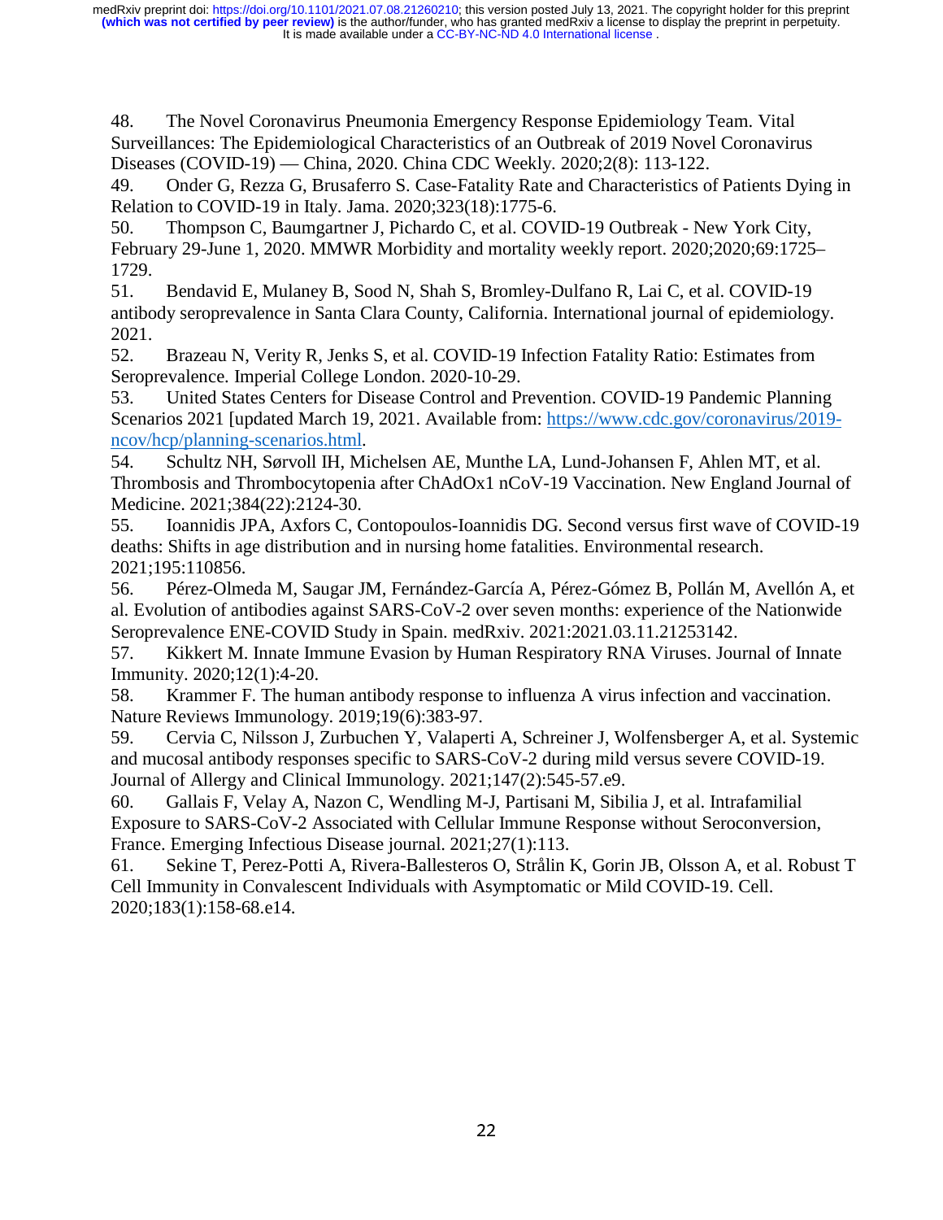48. The Novel Coronavirus Pneumonia Emergency Response Epidemiology Team. Vital Surveillances: The Epidemiological Characteristics of an Outbreak of 2019 Novel Coronavirus Diseases (COVID-19) — China, 2020. China CDC Weekly. 2020;2(8): 113-122.

49. Onder G, Rezza G, Brusaferro S. Case-Fatality Rate and Characteristics of Patients Dying in Relation to COVID-19 in Italy. Jama. 2020;323(18):1775-6.

50. Thompson C, Baumgartner J, Pichardo C, et al. COVID-19 Outbreak - New York City, February 29-June 1, 2020. MMWR Morbidity and mortality weekly report. 2020;2020;69:1725–1729.

51. Bendavid E, Mulaney B, Sood N, Shah S, Bromley-Dulfano R, Lai C, et al. COVID-19 antibody seroprevalence in Santa Clara County, California. International journal of epidemiology. 2021.

52. Brazeau N, Verity R, Jenks S, et al. COVID-19 Infection Fatality Ratio: Estimates from Seroprevalence. Imperial College London. 2020-10-29.

53. United States Centers for Disease Control and Prevention. COVID-19 Pandemic Planning Scenarios 2021 [updated March 19, 2021. Available from: https://www.cdc.gov/coronavirus/2019-ncov/hcp/planning-scenarios.html.

54. Schultz NH, Sørvoll IH, Michelsen AE, Munthe LA, Lund-Johansen F, Ahlen MT, et al. Thrombosis and Thrombocytopenia after ChAdOx1 nCoV-19 Vaccination. New England Journal of Medicine. 2021;384(22):2124-30.

55. Ioannidis JPA, Axfors C, Contopoulos-Ioannidis DG. Second versus first wave of COVID-19 deaths: Shifts in age distribution and in nursing home fatalities. Environmental research. 2021;195:110856.

56. Pérez-Olmeda M, Saugar JM, Fernández-García A, Pérez-Gómez B, Pollán M, Avellón A, et al. Evolution of antibodies against SARS-CoV-2 over seven months: experience of the Nationwide Seroprevalence ENE-COVID Study in Spain. medRxiv. 2021:2021.03.11.21253142.

57. Kikkert M. Innate Immune Evasion by Human Respiratory RNA Viruses. Journal of Innate Immunity. 2020;12(1):4-20.

58. Krammer F. The human antibody response to influenza A virus infection and vaccination. Nature Reviews Immunology. 2019;19(6):383-97.

59. Cervia C, Nilsson J, Zurbuchen Y, Valaperti A, Schreiner J, Wolfensberger A, et al. Systemic and mucosal antibody responses specific to SARS-CoV-2 during mild versus severe COVID-19. Journal of Allergy and Clinical Immunology. 2021;147(2):545-57.e9.

60. Gallais F, Velay A, Nazon C, Wendling M-J, Partisani M, Sibilia J, et al. Intrafamilial Exposure to SARS-CoV-2 Associated with Cellular Immune Response without Seroconversion, France. Emerging Infectious Disease journal. 2021;27(1):113.

61. Sekine T, Perez-Potti A, Rivera-Ballesteros O, Strålin K, Gorin JB, Olsson A, et al. Robust T Cell Immunity in Convalescent Individuals with Asymptomatic or Mild COVID-19. Cell. 2020;183(1):158-68.e14.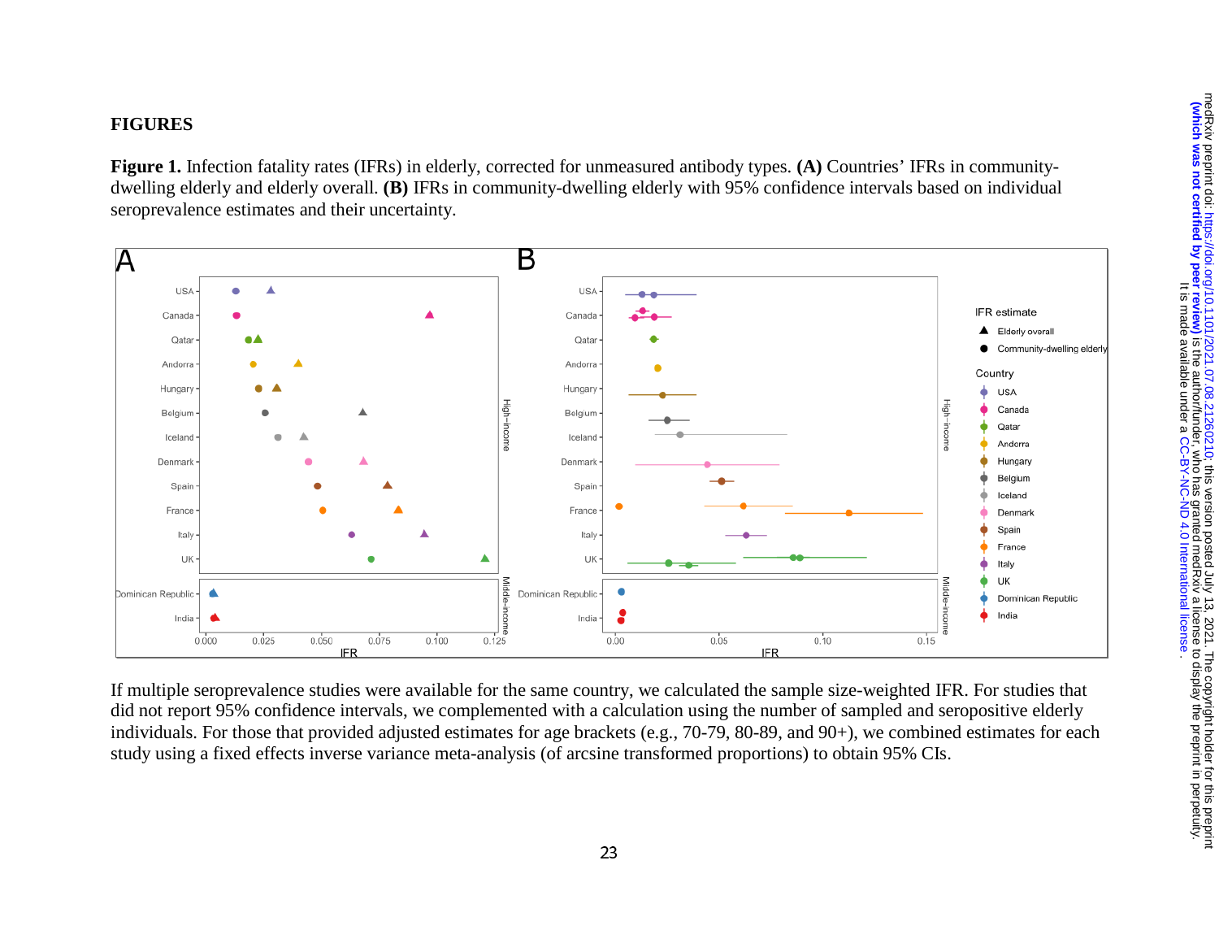## FIGURES

**Figure 1.** Infection fatality rates (IFRs) in elderly, corrected for unmeasured antibody types. **(A)** Countries' IFRs in community-dwelling elderly and elderly overall. **(B)** IFRs in community-dwelling elderly with 95% confidence intervals based on individual seroprevalence estimates and their uncertainty.

If multiple seroprevalence studies were available for the same country, we calculated the sample size-weighted IFR. For studies that did not report 95% confidence intervals, we complemented with a calculation using the number of sampled and seropositive elderly individuals. For those that provided adjusted estimates for age brackets (e.g., 70-79, 80-89, and 90+), we combined estimates for each study using a fixed effects inverse variance meta-analysis (of arcsine transformed proportions) to obtain 95% CIs.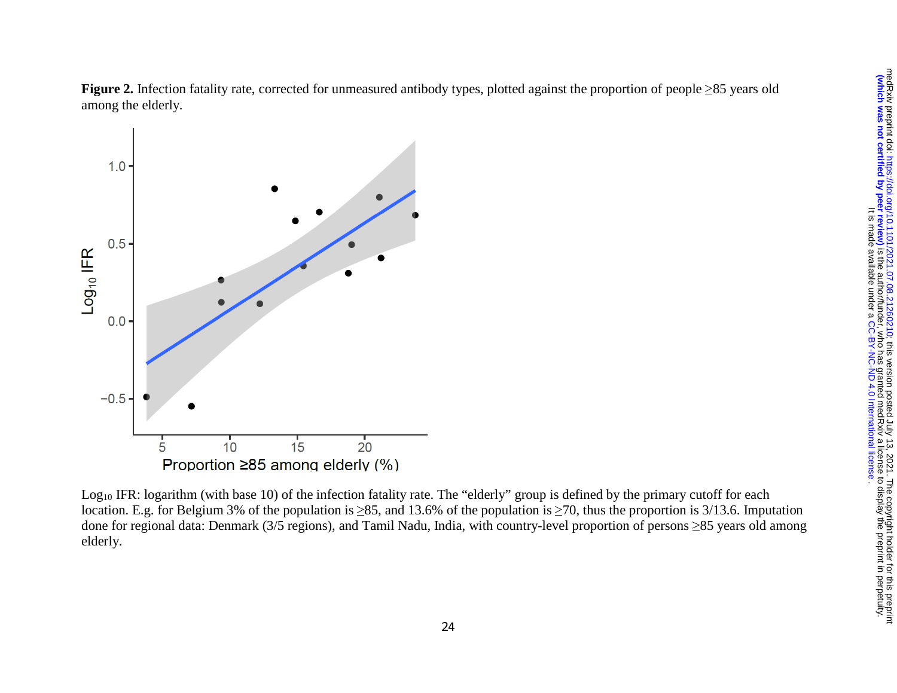**Figure 2.** Infection fatality rate, corrected for unmeasured antibody types, plotted against the proportion of people ≥85 years old among the elderly.

$Log_{10}$ IFR: logarithm (with base 10) of the infection fatality rate. The "elderly" group is defined by the primary cutoff for each location. E.g. for Belgium 3% of the population is ≥85, and 13.6% of the population is ≥70, thus the proportion is 3/13.6. Imputation done for regional data: Denmark (3/5 regions), and Tamil Nadu, India, with country-level proportion of persons ≥85 years old among elderly.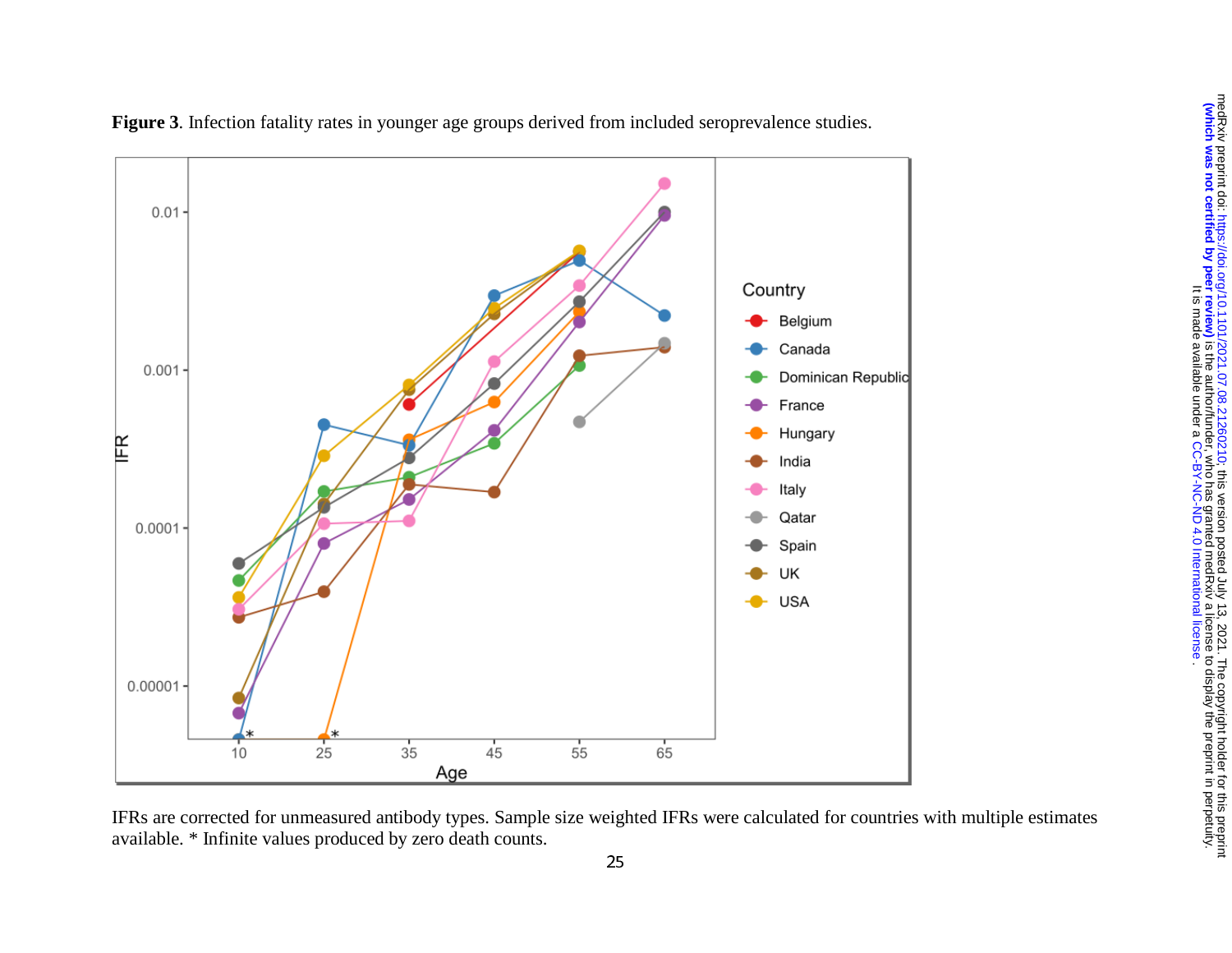**Figure 3**. Infection fatality rates in younger age groups derived from included seroprevalence studies.

IFRs are corrected for unmeasured antibody types. Sample size weighted IFRs were calculated for countries with multiple estimates available. * Infinite values produced by zero death counts.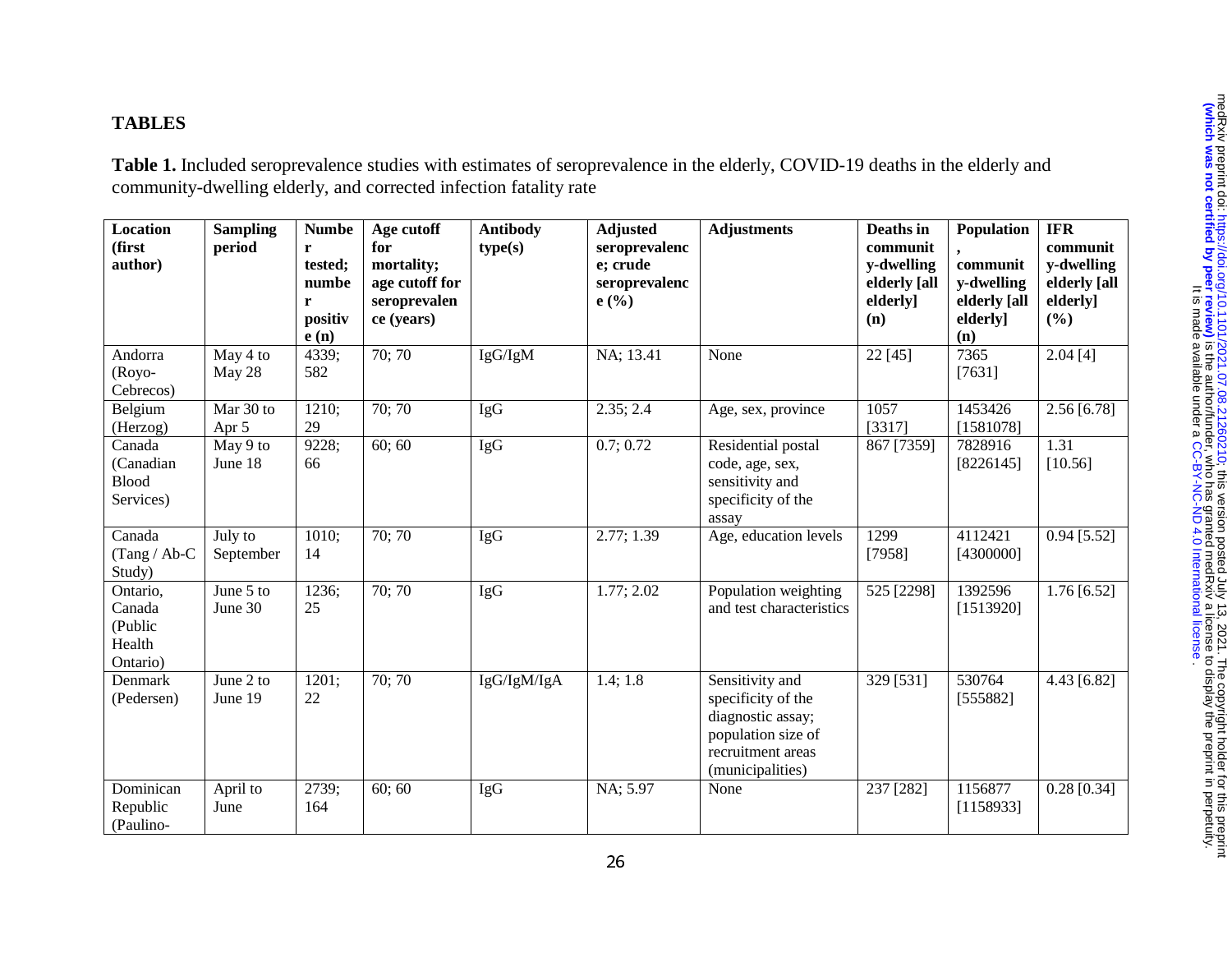## TABLES

**Table 1.** Included seroprevalence studies with estimates of seroprevalence in the elderly, COVID-19 deaths in the elderly and community-dwelling elderly, and corrected infection fatality rate

| Location (first author) | Sampling period | Number tested; number positive (n) | Age cutoff for mortality; age cutoff for seroprevalence (years) | Antibody type(s) | Adjusted seroprevalence; crude seroprevalence (%) | Adjustments | Deaths in community-dwelling elderly [all elderly] (n) | Population, community-dwelling elderly [all elderly] (n) | IFR community-dwelling elderly [all elderly] (%) |
|---|---|---|---|---|---|---|---|---|---|
| Andorra (Royo-Cebrecos) | May 4 to May 28 | 4339; 582 | 70; 70 | IgG/IgM | NA; 13.41 | None | 22 [45] | 7365 [7631] | 2.04 [4] |
| Belgium (Herzog) | Mar 30 to Apr 5 | 1210; 29 | 70; 70 | IgG | 2.35; 2.4 | Age, sex, province | 1057 [3317] | 1453426 [1581078] | 2.56 [6.78] |
| Canada (Canadian Blood Services) | May 9 to June 18 | 9228; 66 | 60; 60 | IgG | 0.7; 0.72 | Residential postal code, age, sex, sensitivity and specificity of the assay | 867 [7359] | 7828916 [8226145] | 1.31 [10.56] |
| Canada (Tang / Ab-C Study) | July to September | 1010; 14 | 70; 70 | IgG | 2.77; 1.39 | Age, education levels | 1299 [7958] | 4112421 [4300000] | 0.94 [5.52] |
| Ontario, Canada (Public Health Ontario) | June 5 to June 30 | 1236; 25 | 70; 70 | IgG | 1.77; 2.02 | Population weighting and test characteristics | 525 [2298] | 1392596 [1513920] | 1.76 [6.52] |
| Denmark (Pedersen) | June 2 to June 19 | 1201; 22 | 70; 70 | IgG/IgM/IgA | 1.4; 1.8 | Sensitivity and specificity of the diagnostic assay; population size of recruitment areas (municipalities) | 329 [531] | 530764 [555882] | 4.43 [6.82] |
| Dominican Republic (Paulino- | April to June | 2739; 164 | 60; 60 | IgG | NA; 5.97 | None | 237 [282] | 1156877 [1158933] | 0.28 [0.34] |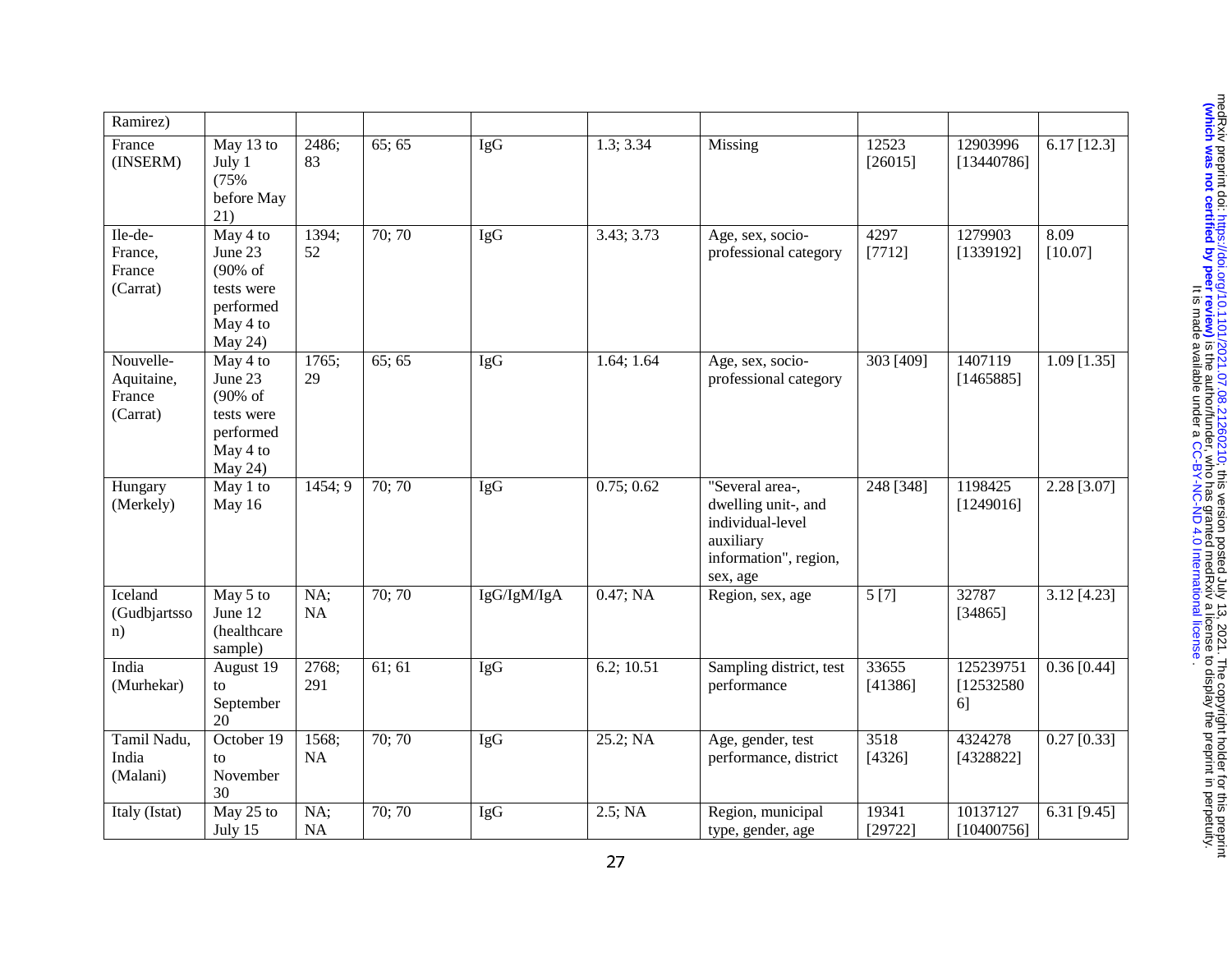| | | | | | | | | | |
|---|---|---|---|---|---|---|---|---|---|
| Ramirez) | | | | | | | | | |
| France (INSERM) | May 13 to July 1 (75% before May 21) | 2486; 83 | 65; 65 | IgG | 1.3; 3.34 | Missing | 12523 [26015] | 12903996 [13440786] | 6.17 [12.3] |
| Ile-de-France, France (Carrat) | May 4 to June 23 (90% of tests were performed May 4 to May 24) | 1394; 52 | 70; 70 | IgG | 3.43; 3.73 | Age, sex, socio-professional category | 4297 [7712] | 1279903 [1339192] | 8.09 [10.07] |
| Nouvelle-Aquitaine, France (Carrat) | May 4 to June 23 (90% of tests were performed May 4 to May 24) | 1765; 29 | 65; 65 | IgG | 1.64; 1.64 | Age, sex, socio-professional category | 303 [409] | 1407119 [1465885] | 1.09 [1.35] |
| Hungary (Merkely) | May 1 to May 16 | 1454; 9 | 70; 70 | IgG | 0.75; 0.62 | "Several area-, dwelling unit-, and individual-level auxiliary information", region, sex, age | 248 [348] | 1198425 [1249016] | 2.28 [3.07] |
| Iceland (Gudbjartsson) | May 5 to June 12 (healthcare sample) | NA; NA | 70; 70 | IgG/IgM/IgA | 0.47; NA | Region, sex, age | 5 [7] | 32787 [34865] | 3.12 [4.23] |
| India (Murhekar) | August 19 to September 20 | 2768; 291 | 61; 61 | IgG | 6.2; 10.51 | Sampling district, test performance | 33655 [41386] | 125239751 [125325806] | 0.36 [0.44] |
| Tamil Nadu, India (Malani) | October 19 to November 30 | 1568; NA | 70; 70 | IgG | 25.2; NA | Age, gender, test performance, district | 3518 [4326] | 4324278 [4328822] | 0.27 [0.33] |
| Italy (Istat) | May 25 to July 15 | NA; NA | 70; 70 | IgG | 2.5; NA | Region, municipal type, gender, age | 19341 [29722] | 10137127 [10400756] | 6.31 [9.45] |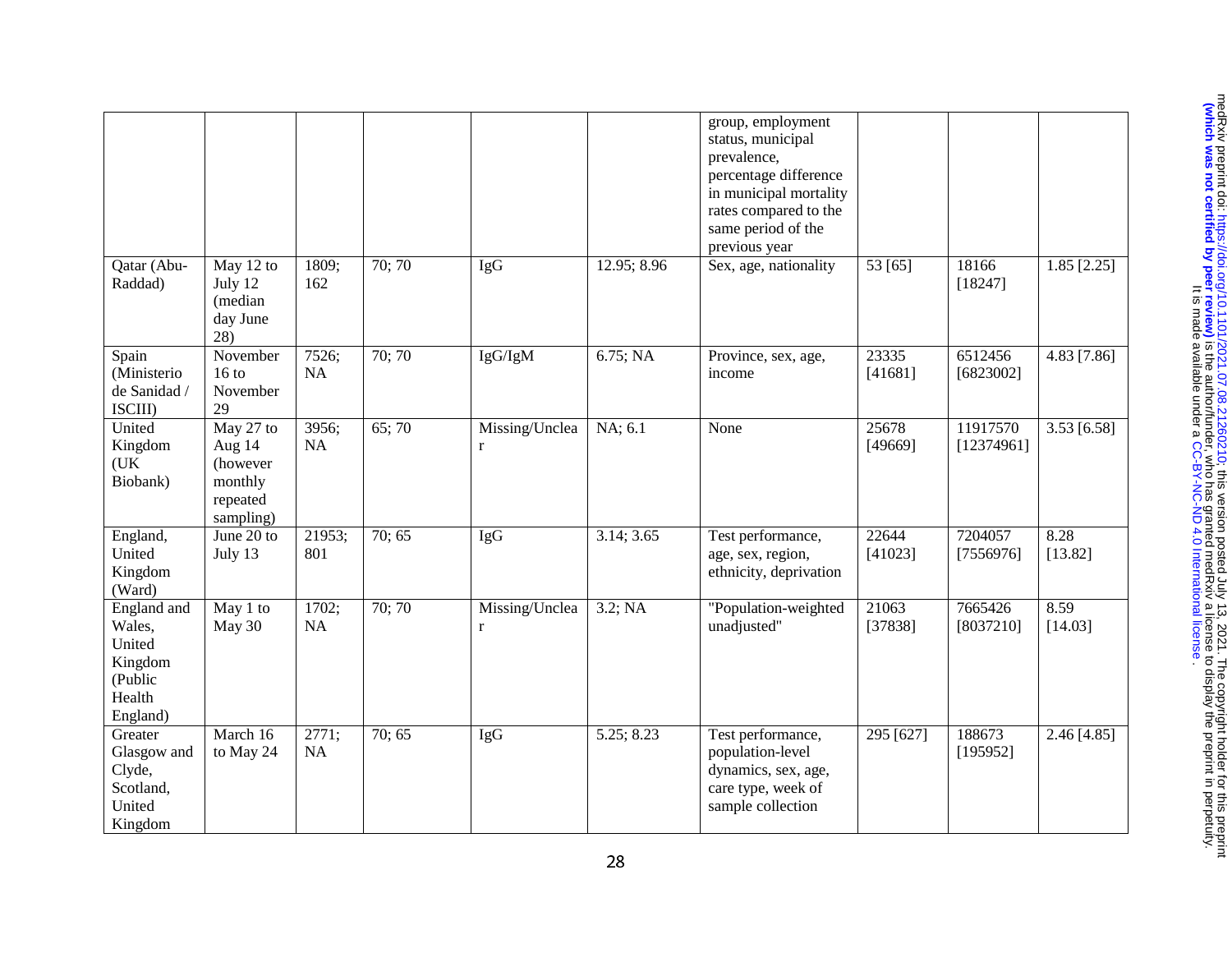| | | | | | | group, employment status, municipal prevalence, percentage difference in municipal mortality rates compared to the same period of the previous year | | | |
|---|---|---|---|---|---|---|---|---|---|
| Qatar (Abu-Raddad) | May 12 to July 12 (median day June 28) | 1809; 162 | 70; 70 | IgG | 12.95; 8.96 | Sex, age, nationality | 53 [65] | 18166 [18247] | 1.85 [2.25] |
| Spain (Ministerio de Sanidad / ISCIII) | November 16 to November 29 | 7526; NA | 70; 70 | IgG/IgM | 6.75; NA | Province, sex, age, income | 23335 [41681] | 6512456 [6823002] | 4.83 [7.86] |
| United Kingdom (UK Biobank) | May 27 to Aug 14 (however monthly repeated sampling) | 3956; NA | 65; 70 | Missing/Unclear | NA; 6.1 | None | 25678 [49669] | 11917570 [12374961] | 3.53 [6.58] |
| England, United Kingdom (Ward) | June 20 to July 13 | 21953; 801 | 70; 65 | IgG | 3.14; 3.65 | Test performance, age, sex, region, ethnicity, deprivation | 22644 [41023] | 7204057 [7556976] | 8.28 [13.82] |
| England and Wales, United Kingdom (Public Health England) | May 1 to May 30 | 1702; NA | 70; 70 | Missing/Unclear | 3.2; NA | "Population-weighted unadjusted" | 21063 [37838] | 7665426 [8037210] | 8.59 [14.03] |
| Greater Glasgow and Clyde, Scotland, United Kingdom | March 16 to May 24 | 2771; NA | 70; 65 | IgG | 5.25; 8.23 | Test performance, population-level dynamics, sex, age, care type, week of sample collection | 295 [627] | 188673 [195952] | 2.46 [4.85] |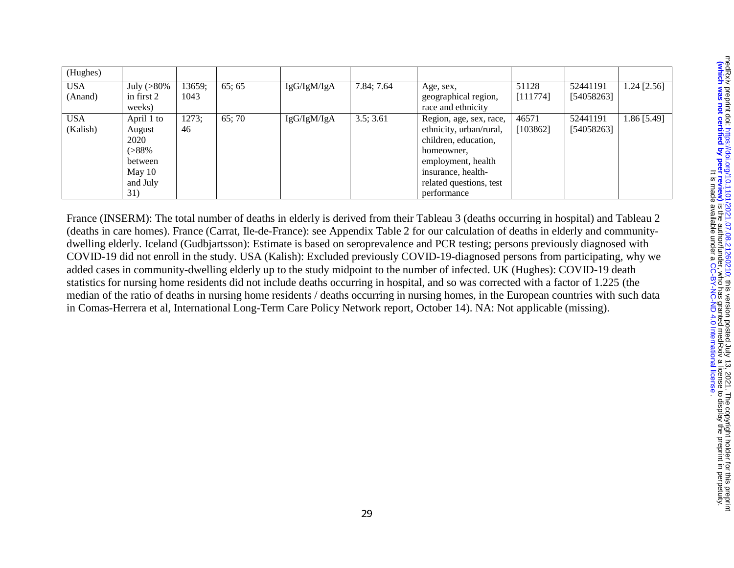| | | | | | | | | | |
|---|---|---|---|---|---|---|---|---|---|
| (Hughes) | | | | | | | | | |
| USA (Anand) | July (>80% in first 2 weeks) | 13659; 1043 | 65; 65 | IgG/IgM/IgA | 7.84; 7.64 | Age, sex, geographical region, race and ethnicity | 51128 [111774] | 52441191 [54058263] | 1.24 [2.56] |
| USA (Kalish) | April 1 to August 2020 (>88% between May 10 and July 31) | 1273; 46 | 65; 70 | IgG/IgM/IgA | 3.5; 3.61 | Region, age, sex, race, ethnicity, urban/rural, children, education, homeowner, employment, health insurance, health-related questions, test performance | 46571 [103862] | 52441191 [54058263] | 1.86 [5.49] |

France (INSERM): The total number of deaths in elderly is derived from their Tableau 3 (deaths occurring in hospital) and Tableau 2 (deaths in care homes). France (Carrat, Ile-de-France): see Appendix Table 2 for our calculation of deaths in elderly and community-dwelling elderly. Iceland (Gudbjartsson): Estimate is based on seroprevalence and PCR testing; persons previously diagnosed with COVID-19 did not enroll in the study. USA (Kalish): Excluded previously COVID-19-diagnosed persons from participating, why we added cases in community-dwelling elderly up to the study midpoint to the number of infected. UK (Hughes): COVID-19 death statistics for nursing home residents did not include deaths occurring in hospital, and so was corrected with a factor of 1.225 (the median of the ratio of deaths in nursing home residents / deaths occurring in nursing homes, in the European countries with such data in Comas-Herrera et al, International Long-Term Care Policy Network report, October 14). NA: Not applicable (missing).